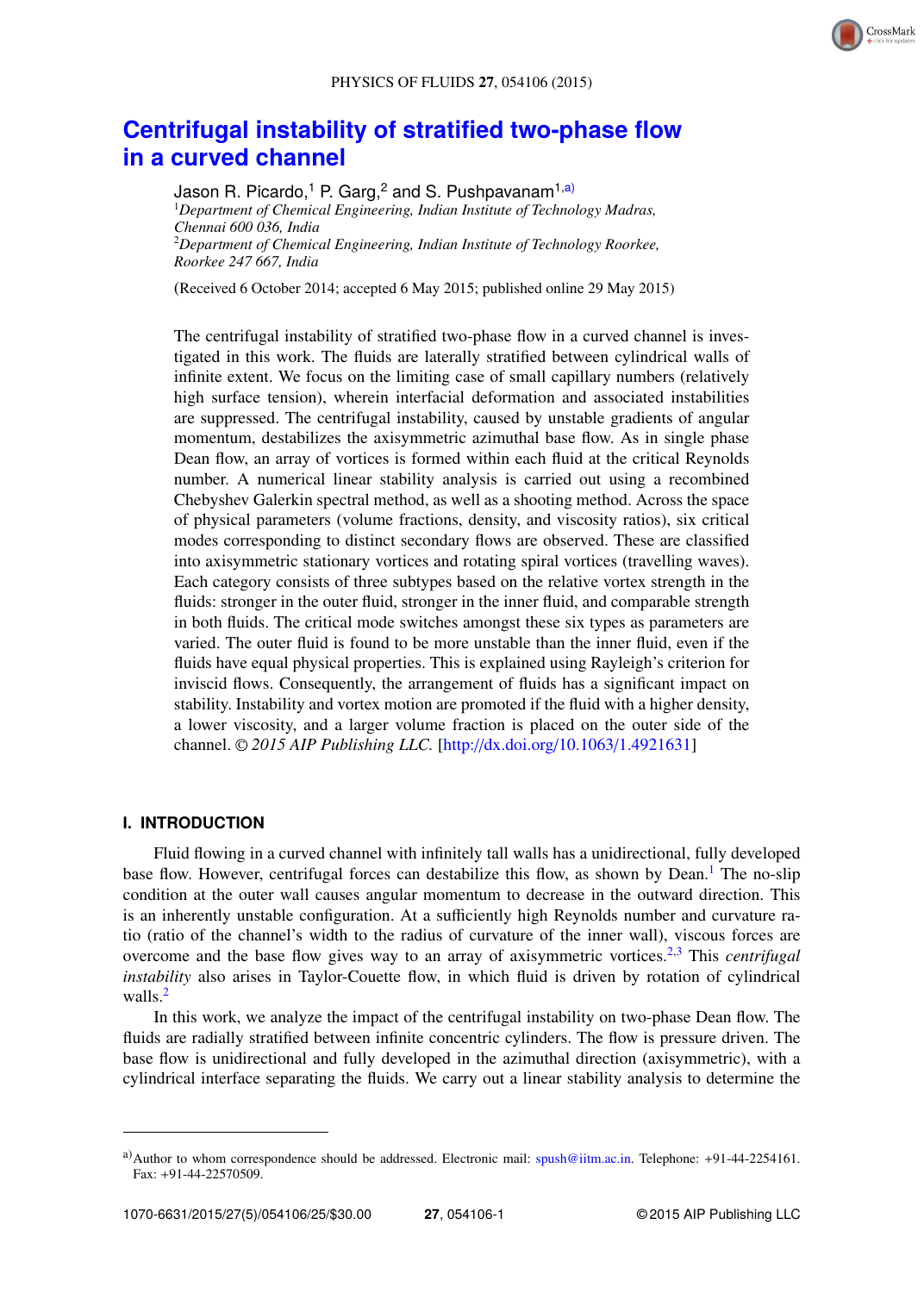# Centrifugal instability of stratified two-phase flow in a curved channel

Jason R. Picardo,[1] P. Garg,[2] and S. Pushpavanam[1,a)]

[1]*Department of Chemical Engineering, Indian Institute of Technology Madras, Chennai 600 036, India*

[2]*Department of Chemical Engineering, Indian Institute of Technology Roorkee, Roorkee 247 667, India*

(Received 6 October 2014; accepted 6 May 2015; published online 29 May 2015)

The centrifugal instability of stratified two-phase flow in a curved channel is investigated in this work. The fluids are laterally stratified between cylindrical walls of infinite extent. We focus on the limiting case of small capillary numbers (relatively high surface tension), wherein interfacial deformation and associated instabilities are suppressed. The centrifugal instability, caused by unstable gradients of angular momentum, destabilizes the axisymmetric azimuthal base flow. As in single phase Dean flow, an array of vortices is formed within each fluid at the critical Reynolds number. A numerical linear stability analysis is carried out using a recombined Chebyshev Galerkin spectral method, as well as a shooting method. Across the space of physical parameters (volume fractions, density, and viscosity ratios), six critical modes corresponding to distinct secondary flows are observed. These are classified into axisymmetric stationary vortices and rotating spiral vortices (travelling waves). Each category consists of three subtypes based on the relative vortex strength in the fluids: stronger in the outer fluid, stronger in the inner fluid, and comparable strength in both fluids. The critical mode switches amongst these six types as parameters are varied. The outer fluid is found to be more unstable than the inner fluid, even if the fluids have equal physical properties. This is explained using Rayleigh's criterion for inviscid flows. Consequently, the arrangement of fluids has a significant impact on stability. Instability and vortex motion are promoted if the fluid with a higher density, a lower viscosity, and a larger volume fraction is placed on the outer side of the channel. © *2015 AIP Publishing LLC.* [http://dx.doi.org/10.1063/1.4921631]

## I. INTRODUCTION

Fluid flowing in a curved channel with infinitely tall walls has a unidirectional, fully developed base flow. However, centrifugal forces can destabilize this flow, as shown by Dean.[1] The no-slip condition at the outer wall causes angular momentum to decrease in the outward direction. This is an inherently unstable configuration. At a sufficiently high Reynolds number and curvature ratio (ratio of the channel's width to the radius of curvature of the inner wall), viscous forces are overcome and the base flow gives way to an array of axisymmetric vortices.[2,3] This *centrifugal instability* also arises in Taylor-Couette flow, in which fluid is driven by rotation of cylindrical walls.[2]

In this work, we analyze the impact of the centrifugal instability on two-phase Dean flow. The fluids are radially stratified between infinite concentric cylinders. The flow is pressure driven. The base flow is unidirectional and fully developed in the azimuthal direction (axisymmetric), with a cylindrical interface separating the fluids. We carry out a linear stability analysis to determine the

---

a) Author to whom correspondence should be addressed. Electronic mail: spush@iitm.ac.in. Telephone: +91-44-2254161. Fax: +91-44-22570509.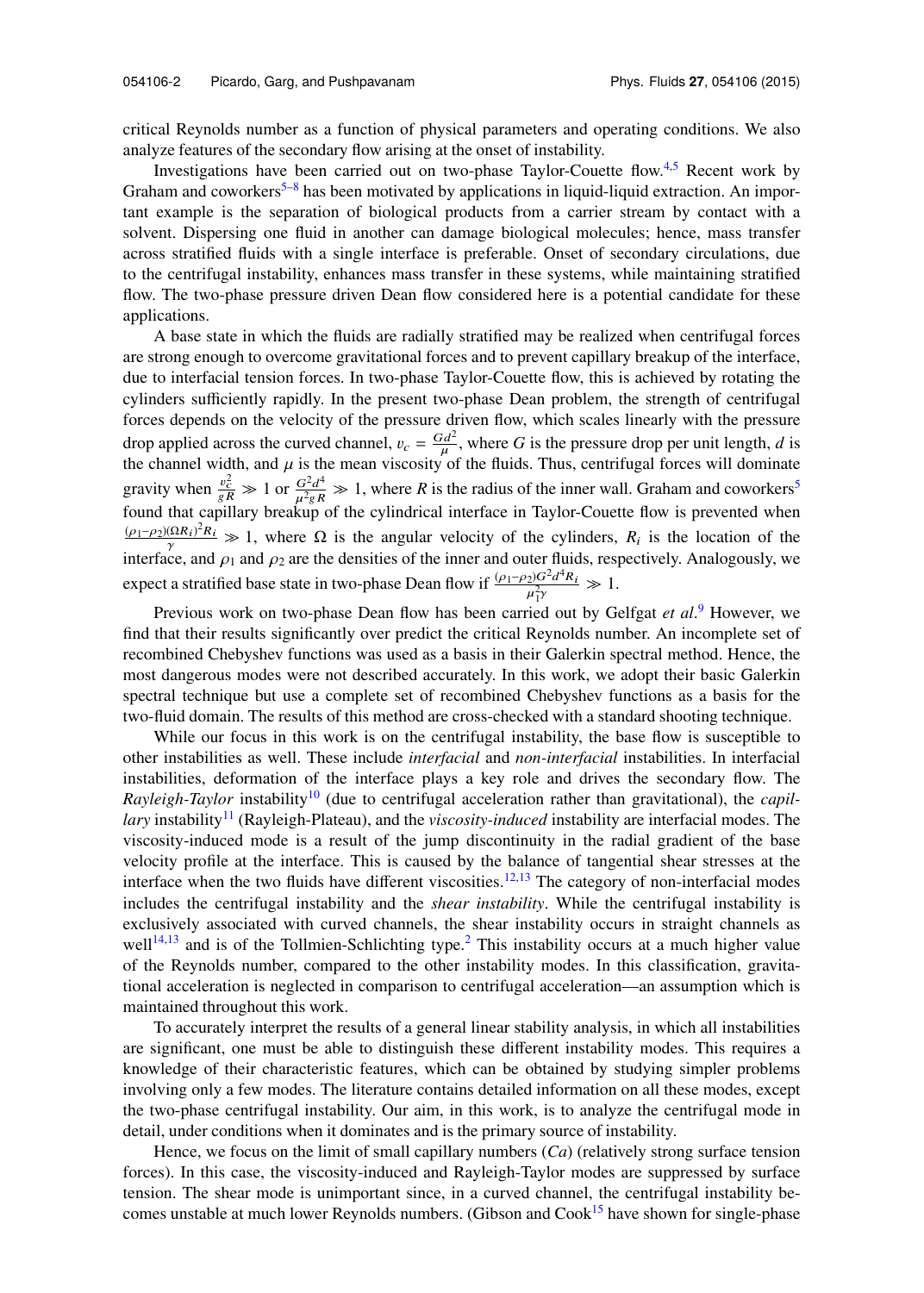critical Reynolds number as a function of physical parameters and operating conditions. We also analyze features of the secondary flow arising at the onset of instability.

Investigations have been carried out on two-phase Taylor-Couette flow.[4,5] Recent work by Graham and coworkers[5–8] has been motivated by applications in liquid-liquid extraction. An important example is the separation of biological products from a carrier stream by contact with a solvent. Dispersing one fluid in another can damage biological molecules; hence, mass transfer across stratified fluids with a single interface is preferable. Onset of secondary circulations, due to the centrifugal instability, enhances mass transfer in these systems, while maintaining stratified flow. The two-phase pressure driven Dean flow considered here is a potential candidate for these applications.

A base state in which the fluids are radially stratified may be realized when centrifugal forces are strong enough to overcome gravitational forces and to prevent capillary breakup of the interface, due to interfacial tension forces. In two-phase Taylor-Couette flow, this is achieved by rotating the cylinders sufficiently rapidly. In the present two-phase Dean problem, the strength of centrifugal forces depends on the velocity of the pressure driven flow, which scales linearly with the pressure drop applied across the curved channel, $v_c = \frac{Gd^2}{\mu}$, where $G$ is the pressure drop per unit length, $d$ is the channel width, and $\mu$ is the mean viscosity of the fluids. Thus, centrifugal forces will dominate gravity when $\frac{v_c^2}{gR} \gg 1$ or $\frac{G^2 d^4}{\mu^2 g R} \gg 1$, where $R$ is the radius of the inner wall. Graham and coworkers[5] found that capillary breakup of the cylindrical interface in Taylor-Couette flow is prevented when $\frac{(\rho_1-\rho_2)(\Omega R_i)^2 R_i}{\gamma} \gg 1$, where $\Omega$ is the angular velocity of the cylinders, $R_i$ is the location of the interface, and $\rho_1$ and $\rho_2$ are the densities of the inner and outer fluids, respectively. Analogously, we expect a stratified base state in two-phase Dean flow if $\frac{(\rho_1-\rho_2)G^2 d^4 R_i}{\mu_1^2 \gamma} \gg 1$.

Previous work on two-phase Dean flow has been carried out by Gelfgat *et al.*[9] However, we find that their results significantly over predict the critical Reynolds number. An incomplete set of recombined Chebyshev functions was used as a basis in their Galerkin spectral method. Hence, the most dangerous modes were not described accurately. In this work, we adopt their basic Galerkin spectral technique but use a complete set of recombined Chebyshev functions as a basis for the two-fluid domain. The results of this method are cross-checked with a standard shooting technique.

While our focus in this work is on the centrifugal instability, the base flow is susceptible to other instabilities as well. These include *interfacial* and *non-interfacial* instabilities. In interfacial instabilities, deformation of the interface plays a key role and drives the secondary flow. The *Rayleigh-Taylor* instability[10] (due to centrifugal acceleration rather than gravitational), the *capillary* instability[11] (Rayleigh-Plateau), and the *viscosity-induced* instability are interfacial modes. The viscosity-induced mode is a result of the jump discontinuity in the radial gradient of the base velocity profile at the interface. This is caused by the balance of tangential shear stresses at the interface when the two fluids have different viscosities.[12,13] The category of non-interfacial modes includes the centrifugal instability and the *shear instability*. While the centrifugal instability is exclusively associated with curved channels, the shear instability occurs in straight channels as well[14,13] and is of the Tollmien-Schlichting type.[2] This instability occurs at a much higher value of the Reynolds number, compared to the other instability modes. In this classification, gravitational acceleration is neglected in comparison to centrifugal acceleration—an assumption which is maintained throughout this work.

To accurately interpret the results of a general linear stability analysis, in which all instabilities are significant, one must be able to distinguish these different instability modes. This requires a knowledge of their characteristic features, which can be obtained by studying simpler problems involving only a few modes. The literature contains detailed information on all these modes, except the two-phase centrifugal instability. Our aim, in this work, is to analyze the centrifugal mode in detail, under conditions when it dominates and is the primary source of instability.

Hence, we focus on the limit of small capillary numbers ($Ca$) (relatively strong surface tension forces). In this case, the viscosity-induced and Rayleigh-Taylor modes are suppressed by surface tension. The shear mode is unimportant since, in a curved channel, the centrifugal instability becomes unstable at much lower Reynolds numbers. (Gibson and Cook[15] have shown for single-phase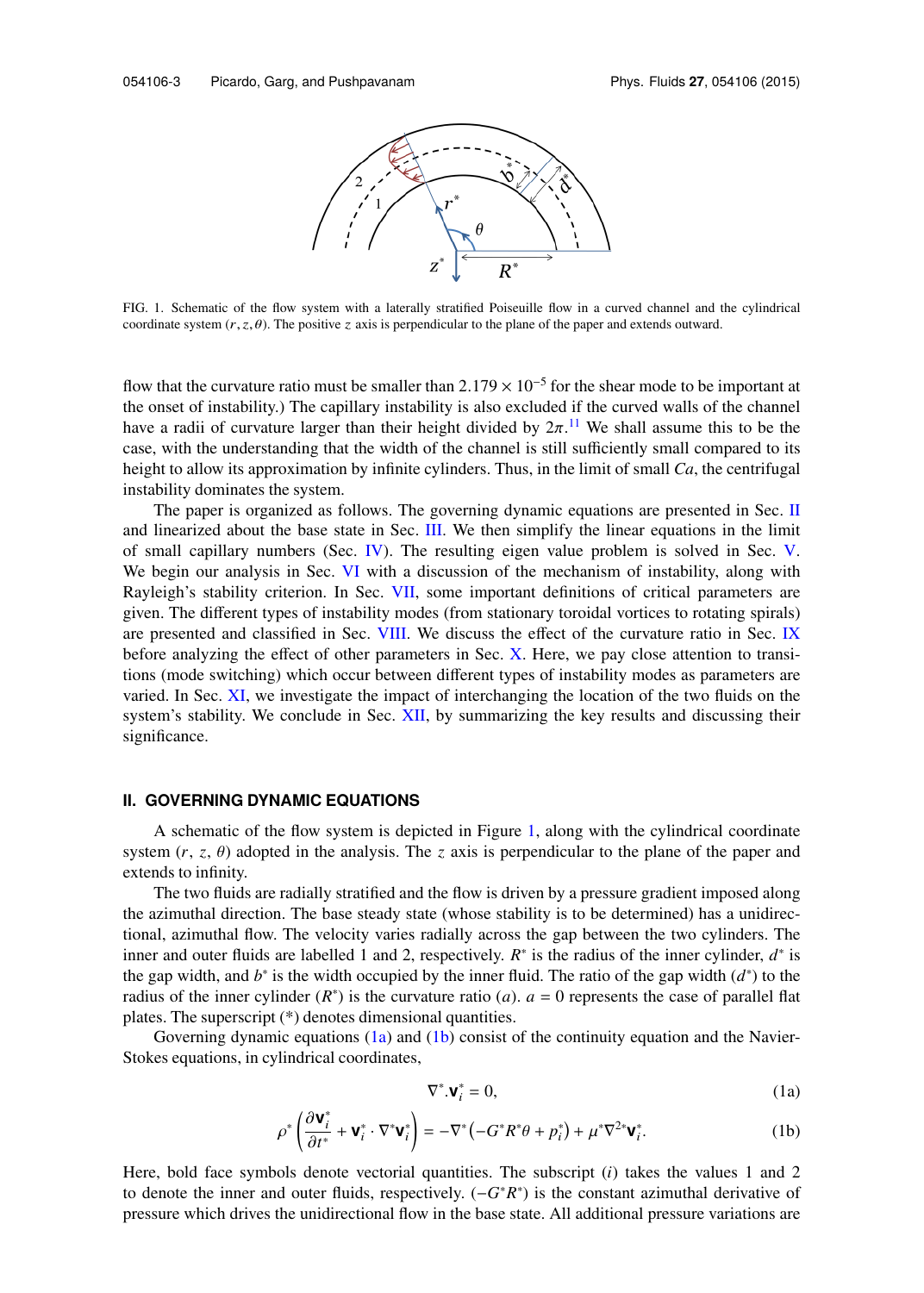FIG. 1. Schematic of the flow system with a laterally stratified Poiseuille flow in a curved channel and the cylindrical coordinate system $(r, z, \theta)$. The positive $z$ axis is perpendicular to the plane of the paper and extends outward.

flow that the curvature ratio must be smaller than $2.179 \times 10^{-5}$ for the shear mode to be important at the onset of instability.) The capillary instability is also excluded if the curved walls of the channel have a radii of curvature larger than their height divided by $2\pi$.[11] We shall assume this to be the case, with the understanding that the width of the channel is still sufficiently small compared to its height to allow its approximation by infinite cylinders. Thus, in the limit of small $Ca$, the centrifugal instability dominates the system.

The paper is organized as follows. The governing dynamic equations are presented in Sec. II and linearized about the base state in Sec. III. We then simplify the linear equations in the limit of small capillary numbers (Sec. IV). The resulting eigen value problem is solved in Sec. V. We begin our analysis in Sec. VI with a discussion of the mechanism of instability, along with Rayleigh's stability criterion. In Sec. VII, some important definitions of critical parameters are given. The different types of instability modes (from stationary toroidal vortices to rotating spirals) are presented and classified in Sec. VIII. We discuss the effect of the curvature ratio in Sec. IX before analyzing the effect of other parameters in Sec. X. Here, we pay close attention to transitions (mode switching) which occur between different types of instability modes as parameters are varied. In Sec. XI, we investigate the impact of interchanging the location of the two fluids on the system's stability. We conclude in Sec. XII, by summarizing the key results and discussing their significance.

## II. GOVERNING DYNAMIC EQUATIONS

A schematic of the flow system is depicted in Figure 1, along with the cylindrical coordinate system ($r$, $z$, $\theta$) adopted in the analysis. The $z$ axis is perpendicular to the plane of the paper and extends to infinity.

The two fluids are radially stratified and the flow is driven by a pressure gradient imposed along the azimuthal direction. The base steady state (whose stability is to be determined) has a unidirectional, azimuthal flow. The velocity varies radially across the gap between the two cylinders. The inner and outer fluids are labelled 1 and 2, respectively. $R^*$ is the radius of the inner cylinder, $d^*$ is the gap width, and $b^*$ is the width occupied by the inner fluid. The ratio of the gap width ($d^*$) to the radius of the inner cylinder ($R^*$) is the curvature ratio ($a$). $a = 0$ represents the case of parallel flat plates. The superscript (*) denotes dimensional quantities.

Governing dynamic equations (1a) and (1b) consist of the continuity equation and the Navier-Stokes equations, in cylindrical coordinates,

$$\nabla^* . \mathbf{v}_i^* = 0, \tag{1a}$$

$$\rho^* \left( \frac{\partial \mathbf{v}_i^*}{\partial t^*} + \mathbf{v}_i^* \cdot \nabla^* \mathbf{v}_i^* \right) = -\nabla^* \left( -G^* R^* \theta + p_i^* \right) + \mu^* \nabla^{2*} \mathbf{v}_i^*. \tag{1b}$$

Here, bold face symbols denote vectorial quantities. The subscript ($i$) takes the values 1 and 2 to denote the inner and outer fluids, respectively. $(-G^* R^*)$ is the constant azimuthal derivative of pressure which drives the unidirectional flow in the base state. All additional pressure variations are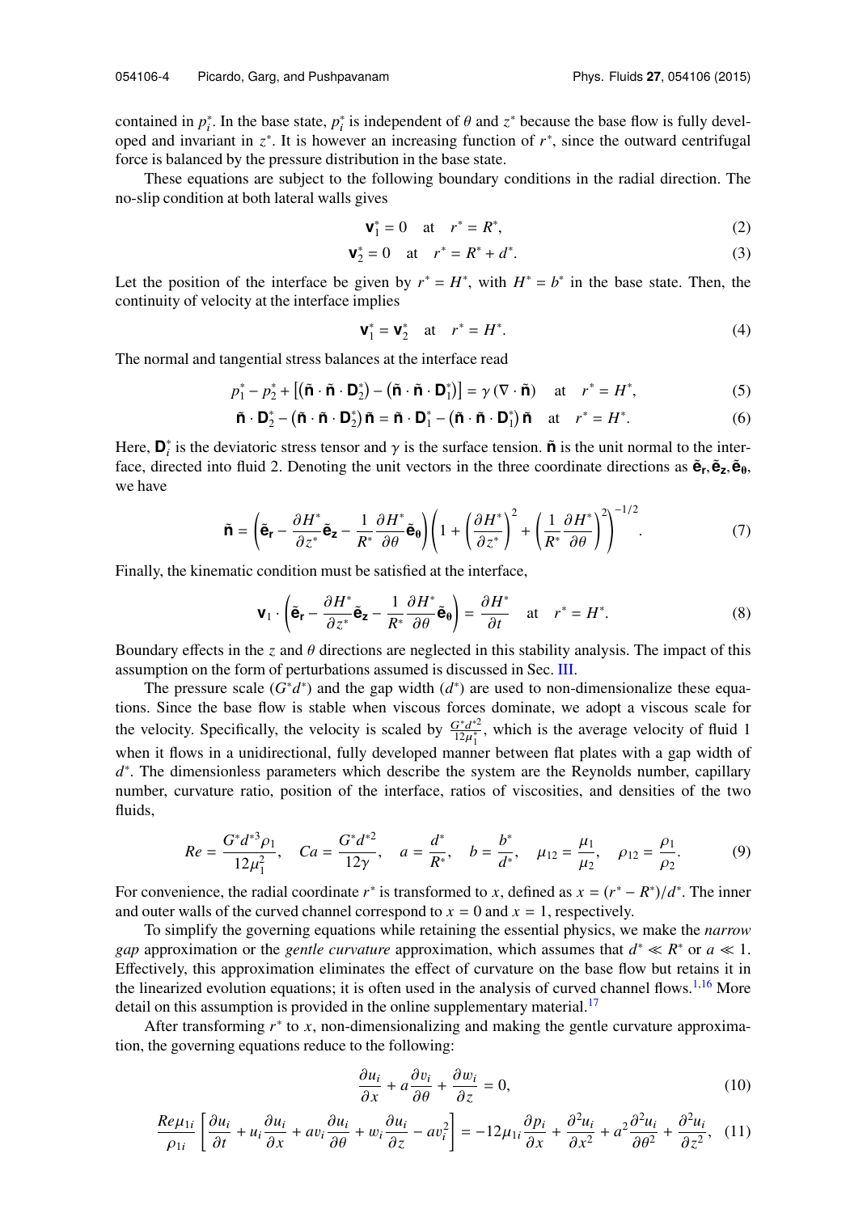contained in $p_i^*$. In the base state, $p_i^*$ is independent of $\theta$ and $z^*$ because the base flow is fully developed and invariant in $z^*$. It is however an increasing function of $r^*$, since the outward centrifugal force is balanced by the pressure distribution in the base state.

These equations are subject to the following boundary conditions in the radial direction. The no-slip condition at both lateral walls gives

$$\mathbf{v}_1^* = 0 \quad \text{at} \quad r^* = R^*, \tag{2}$$

$$\mathbf{v}_2^* = 0 \quad \text{at} \quad r^* = R^* + d^*. \tag{3}$$

Let the position of the interface be given by $r^* = H^*$, with $H^* = b^*$ in the base state. Then, the continuity of velocity at the interface implies

$$\mathbf{v}_1^* = \mathbf{v}_2^* \quad \text{at} \quad r^* = H^*. \tag{4}$$

The normal and tangential stress balances at the interface read

$$p_1^* - p_2^* + \left[\left(\tilde{\mathbf{n}} \cdot \tilde{\mathbf{n}} \cdot \mathbf{D}_2^*\right) - \left(\tilde{\mathbf{n}} \cdot \tilde{\mathbf{n}} \cdot \mathbf{D}_1^*\right)\right] = \gamma \left(\nabla \cdot \tilde{\mathbf{n}}\right) \quad \text{at} \quad r^* = H^*, \tag{5}$$

$$\tilde{\mathbf{n}} \cdot \mathbf{D}_2^* - \left(\tilde{\mathbf{n}} \cdot \tilde{\mathbf{n}} \cdot \mathbf{D}_2^*\right) \tilde{\mathbf{n}} = \tilde{\mathbf{n}} \cdot \mathbf{D}_1^* - \left(\tilde{\mathbf{n}} \cdot \tilde{\mathbf{n}} \cdot \mathbf{D}_1^*\right) \tilde{\mathbf{n}} \quad \text{at} \quad r^* = H^*. \tag{6}$$

Here, $\mathbf{D}_i^*$ is the deviatoric stress tensor and $\gamma$ is the surface tension. $\tilde{\mathbf{n}}$ is the unit normal to the interface, directed into fluid 2. Denoting the unit vectors in the three coordinate directions as $\tilde{\mathbf{e}}_\mathbf{r}, \tilde{\mathbf{e}}_\mathbf{z}, \tilde{\mathbf{e}}_\theta$, we have

$$\tilde{\mathbf{n}} = \left(\tilde{\mathbf{e}}_\mathbf{r} - \frac{\partial H^*}{\partial z^*} \tilde{\mathbf{e}}_\mathbf{z} - \frac{1}{R^*} \frac{\partial H^*}{\partial \theta} \tilde{\mathbf{e}}_\theta\right) \left(1 + \left(\frac{\partial H^*}{\partial z^*}\right)^2 + \left(\frac{1}{R^*} \frac{\partial H^*}{\partial \theta}\right)^2\right)^{-1/2}. \tag{7}$$

Finally, the kinematic condition must be satisfied at the interface,

$$\mathbf{v}_1 \cdot \left(\tilde{\mathbf{e}}_\mathbf{r} - \frac{\partial H^*}{\partial z^*} \tilde{\mathbf{e}}_\mathbf{z} - \frac{1}{R^*} \frac{\partial H^*}{\partial \theta} \tilde{\mathbf{e}}_\theta\right) = \frac{\partial H^*}{\partial t} \quad \text{at} \quad r^* = H^*. \tag{8}$$

Boundary effects in the $z$ and $\theta$ directions are neglected in this stability analysis. The impact of this assumption on the form of perturbations assumed is discussed in Sec. III.

The pressure scale ($G^* d^*$) and the gap width ($d^*$) are used to non-dimensionalize these equations. Since the base flow is stable when viscous forces dominate, we adopt a viscous scale for the velocity. Specifically, the velocity is scaled by $\frac{G^* d^{*2}}{12\mu_1^*}$, which is the average velocity of fluid 1 when it flows in a unidirectional, fully developed manner between flat plates with a gap width of $d^*$. The dimensionless parameters which describe the system are the Reynolds number, capillary number, curvature ratio, position of the interface, ratios of viscosities, and densities of the two fluids,

$$Re = \frac{G^* d^{*3} \rho_1}{12\mu_1^2}, \quad Ca = \frac{G^* d^{*2}}{12\gamma}, \quad a = \frac{d^*}{R^*}, \quad b = \frac{b^*}{d^*}, \quad \mu_{12} = \frac{\mu_1}{\mu_2}, \quad \rho_{12} = \frac{\rho_1}{\rho_2}. \tag{9}$$

For convenience, the radial coordinate $r^*$ is transformed to $x$, defined as $x = (r^* - R^*)/d^*$. The inner and outer walls of the curved channel correspond to $x = 0$ and $x = 1$, respectively.

To simplify the governing equations while retaining the essential physics, we make the *narrow gap* approximation or the *gentle curvature* approximation, which assumes that $d^* \ll R^*$ or $a \ll 1$. Effectively, this approximation eliminates the effect of curvature on the base flow but retains it in the linearized evolution equations; it is often used in the analysis of curved channel flows.[1,16] More detail on this assumption is provided in the online supplementary material.[17]

After transforming $r^*$ to $x$, non-dimensionalizing and making the gentle curvature approximation, the governing equations reduce to the following:

$$\frac{\partial u_i}{\partial x} + a \frac{\partial v_i}{\partial \theta} + \frac{\partial w_i}{\partial z} = 0, \tag{10}$$

$$\frac{Re \mu_{1i}}{\rho_{1i}} \left[\frac{\partial u_i}{\partial t} + u_i \frac{\partial u_i}{\partial x} + a v_i \frac{\partial u_i}{\partial \theta} + w_i \frac{\partial u_i}{\partial z} - a v_i^2\right] = -12\mu_{1i} \frac{\partial p_i}{\partial x} + \frac{\partial^2 u_i}{\partial x^2} + a^2 \frac{\partial^2 u_i}{\partial \theta^2} + \frac{\partial^2 u_i}{\partial z^2}, \tag{11}$$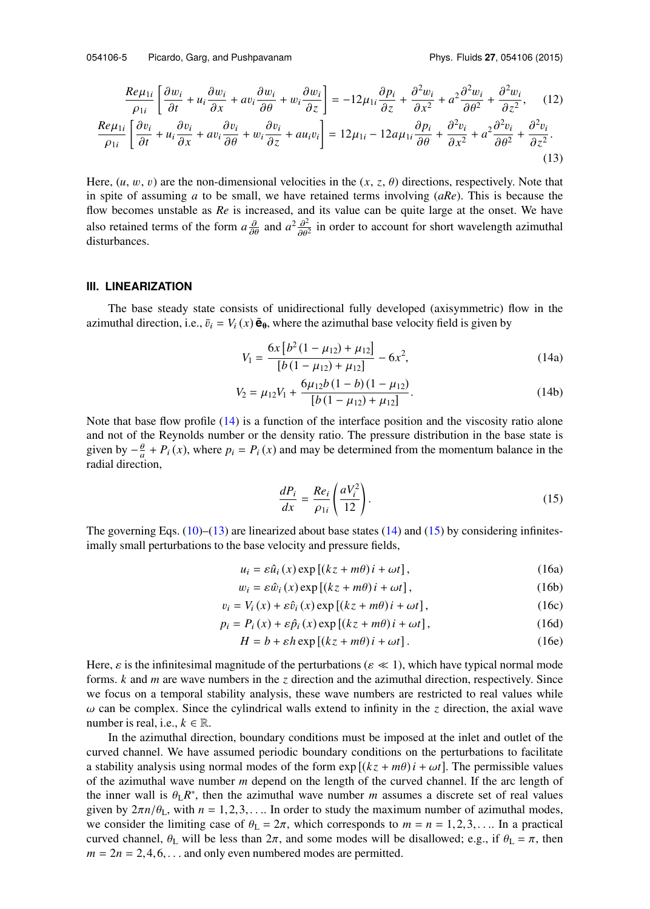$$\frac{Re\mu_{1i}}{\rho_{1i}}\left[\frac{\partial w_i}{\partial t}+u_i\frac{\partial w_i}{\partial x}+av_i\frac{\partial w_i}{\partial \theta}+w_i\frac{\partial w_i}{\partial z}\right]=-12\mu_{1i}\frac{\partial p_i}{\partial z}+\frac{\partial^2 w_i}{\partial x^2}+a^2\frac{\partial^2 w_i}{\partial \theta^2}+\frac{\partial^2 w_i}{\partial z^2}, \tag{12}$$

$$\frac{Re\mu_{1i}}{\rho_{1i}}\left[\frac{\partial v_i}{\partial t}+u_i\frac{\partial v_i}{\partial x}+av_i\frac{\partial v_i}{\partial \theta}+w_i\frac{\partial v_i}{\partial z}+au_iv_i\right]=12\mu_{1i}-12a\mu_{1i}\frac{\partial p_i}{\partial \theta}+\frac{\partial^2 v_i}{\partial x^2}+a^2\frac{\partial^2 v_i}{\partial \theta^2}+\frac{\partial^2 v_i}{\partial z^2}. \tag{13}$$

Here, $(u, w, v)$ are the non-dimensional velocities in the $(x, z, \theta)$ directions, respectively. Note that in spite of assuming $a$ to be small, we have retained terms involving $(aRe)$. This is because the flow becomes unstable as $Re$ is increased, and its value can be quite large at the onset. We have also retained terms of the form $a\frac{\partial}{\partial\theta}$ and $a^2\frac{\partial^2}{\partial\theta^2}$ in order to account for short wavelength azimuthal disturbances.

## III. LINEARIZATION

The base steady state consists of unidirectional fully developed (axisymmetric) flow in the azimuthal direction, i.e., $\bar{v}_i = V_i(x)\,\tilde{\mathbf{e}}_{\mathbf{0}}$, where the azimuthal base velocity field is given by

$$V_1=\frac{6x\left[b^2(1-\mu_{12})+\mu_{12}\right]}{\left[b(1-\mu_{12})+\mu_{12}\right]}-6x^2, \tag{14a}$$

$$V_2=\mu_{12}V_1+\frac{6\mu_{12}b(1-b)(1-\mu_{12})}{\left[b(1-\mu_{12})+\mu_{12}\right]}. \tag{14b}$$

Note that base flow profile (14) is a function of the interface position and the viscosity ratio alone and not of the Reynolds number or the density ratio. The pressure distribution in the base state is given by $-\frac{\theta}{a}+P_i(x)$, where $p_i = P_i(x)$ and may be determined from the momentum balance in the radial direction,

$$\frac{dP_i}{dx}=\frac{Re_i}{\rho_{1i}}\left(\frac{aV_i^2}{12}\right). \tag{15}$$

The governing Eqs. (10)–(13) are linearized about base states (14) and (15) by considering infinitesimally small perturbations to the base velocity and pressure fields,

$$u_i=\varepsilon\hat{u}_i(x)\exp\left[(kz+m\theta)i+\omega t\right], \tag{16a}$$

$$w_i=\varepsilon\hat{w}_i(x)\exp\left[(kz+m\theta)i+\omega t\right], \tag{16b}$$

$$v_i=V_i(x)+\varepsilon\hat{v}_i(x)\exp\left[(kz+m\theta)i+\omega t\right], \tag{16c}$$

$$p_i=P_i(x)+\varepsilon\hat{p}_i(x)\exp\left[(kz+m\theta)i+\omega t\right], \tag{16d}$$

$$H=b+\varepsilon h\exp\left[(kz+m\theta)i+\omega t\right]. \tag{16e}$$

Here, $\varepsilon$ is the infinitesimal magnitude of the perturbations ($\varepsilon \ll 1$), which have typical normal mode forms. $k$ and $m$ are wave numbers in the $z$ direction and the azimuthal direction, respectively. Since we focus on a temporal stability analysis, these wave numbers are restricted to real values while $\omega$ can be complex. Since the cylindrical walls extend to infinity in the $z$ direction, the axial wave number is real, i.e., $k \in \mathbb{R}$.

In the azimuthal direction, boundary conditions must be imposed at the inlet and outlet of the curved channel. We have assumed periodic boundary conditions on the perturbations to facilitate a stability analysis using normal modes of the form $\exp\left[(kz+m\theta)i+\omega t\right]$. The permissible values of the azimuthal wave number $m$ depend on the length of the curved channel. If the arc length of the inner wall is $\theta_L R^*$, then the azimuthal wave number $m$ assumes a discrete set of real values given by $2\pi n/\theta_L$, with $n = 1, 2, 3, \ldots$. In order to study the maximum number of azimuthal modes, we consider the limiting case of $\theta_L = 2\pi$, which corresponds to $m = n = 1, 2, 3, \ldots$. In a practical curved channel, $\theta_L$ will be less than $2\pi$, and some modes will be disallowed; e.g., if $\theta_L = \pi$, then $m = 2n = 2, 4, 6, \ldots$ and only even numbered modes are permitted.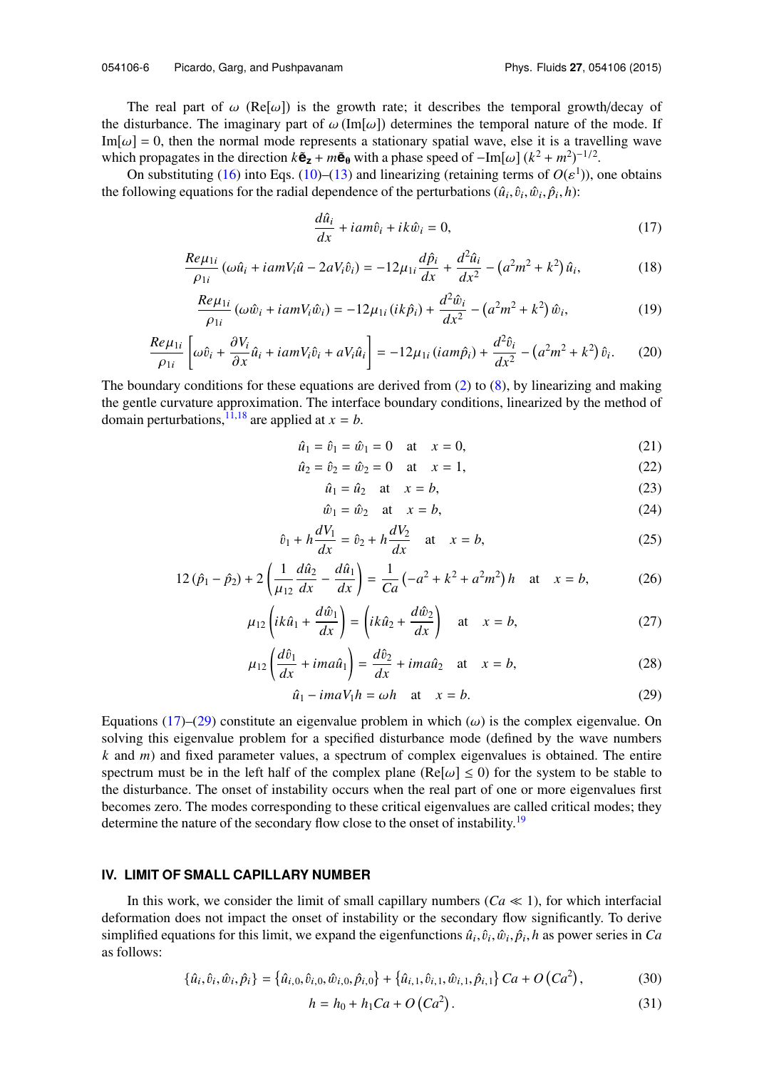The real part of $\omega$ ($\text{Re}[\omega]$) is the growth rate; it describes the temporal growth/decay of the disturbance. The imaginary part of $\omega$ ($\text{Im}[\omega]$) determines the temporal nature of the mode. If $\text{Im}[\omega] = 0$, then the normal mode represents a stationary spatial wave, else it is a travelling wave which propagates in the direction $k\bar{\mathbf{e}}_{\mathbf{z}} + m\bar{\mathbf{e}}_{\boldsymbol{\theta}}$ with a phase speed of $-\text{Im}[\omega]\,(k^2 + m^2)^{-1/2}$.

On substituting (16) into Eqs. (10)–(13) and linearizing (retaining terms of $O(\varepsilon^1)$), one obtains the following equations for the radial dependence of the perturbations $(\hat{u}_i, \hat{v}_i, \hat{w}_i, \hat{p}_i, h)$:

$$\frac{d\hat{u}_i}{dx} + iam\hat{v}_i + ik\hat{w}_i = 0, \tag{17}$$

$$\frac{Re\mu_{1i}}{\rho_{1i}}\left(\omega\hat{u}_i + iamV_i\hat{u} - 2aV_i\hat{v}_i\right) = -12\mu_{1i}\frac{d\hat{p}_i}{dx} + \frac{d^2\hat{u}_i}{dx^2} - \left(a^2m^2 + k^2\right)\hat{u}_i, \tag{18}$$

$$\frac{Re\mu_{1i}}{\rho_{1i}}\left(\omega\hat{w}_i + iamV_i\hat{w}_i\right) = -12\mu_{1i}\left(ik\hat{p}_i\right) + \frac{d^2\hat{w}_i}{dx^2} - \left(a^2m^2 + k^2\right)\hat{w}_i, \tag{19}$$

$$\frac{Re\mu_{1i}}{\rho_{1i}}\left[\omega\hat{v}_i + \frac{\partial V_i}{\partial x}\hat{u}_i + iamV_i\hat{v}_i + aV_i\hat{u}_i\right] = -12\mu_{1i}\left(iam\hat{p}_i\right) + \frac{d^2\hat{v}_i}{dx^2} - \left(a^2m^2 + k^2\right)\hat{v}_i. \tag{20}$$

The boundary conditions for these equations are derived from (2) to (8), by linearizing and making the gentle curvature approximation. The interface boundary conditions, linearized by the method of domain perturbations,[11,18] are applied at $x = b$.

$$\hat{u}_1 = \hat{v}_1 = \hat{w}_1 = 0 \quad \text{at} \quad x = 0, \tag{21}$$

$$\hat{u}_2 = \hat{v}_2 = \hat{w}_2 = 0 \quad \text{at} \quad x = 1, \tag{22}$$

$$\hat{u}_1 = \hat{u}_2 \quad \text{at} \quad x = b, \tag{23}$$

$$\hat{w}_1 = \hat{w}_2 \quad \text{at} \quad x = b, \tag{24}$$

$$\hat{v}_1 + h\frac{dV_1}{dx} = \hat{v}_2 + h\frac{dV_2}{dx} \quad \text{at} \quad x = b, \tag{25}$$

$$12\left(\hat{p}_1 - \hat{p}_2\right) + 2\left(\frac{1}{\mu_{12}}\frac{d\hat{u}_2}{dx} - \frac{d\hat{u}_1}{dx}\right) = \frac{1}{Ca}\left(-a^2 + k^2 + a^2m^2\right)h \quad \text{at} \quad x = b, \tag{26}$$

$$\mu_{12}\left(ik\hat{u}_1 + \frac{d\hat{w}_1}{dx}\right) = \left(ik\hat{u}_2 + \frac{d\hat{w}_2}{dx}\right) \quad \text{at} \quad x = b, \tag{27}$$

$$\mu_{12}\left(\frac{d\hat{v}_1}{dx} + ima\hat{u}_1\right) = \frac{d\hat{v}_2}{dx} + ima\hat{u}_2 \quad \text{at} \quad x = b, \tag{28}$$

$$\hat{u}_1 - imaV_1h = \omega h \quad \text{at} \quad x = b. \tag{29}$$

Equations (17)–(29) constitute an eigenvalue problem in which ($\omega$) is the complex eigenvalue. On solving this eigenvalue problem for a specified disturbance mode (defined by the wave numbers $k$ and $m$) and fixed parameter values, a spectrum of complex eigenvalues is obtained. The entire spectrum must be in the left half of the complex plane ($\text{Re}[\omega] \le 0$) for the system to be stable to the disturbance. The onset of instability occurs when the real part of one or more eigenvalues first becomes zero. The modes corresponding to these critical eigenvalues are called critical modes; they determine the nature of the secondary flow close to the onset of instability.[19]

## IV. LIMIT OF SMALL CAPILLARY NUMBER

In this work, we consider the limit of small capillary numbers ($Ca \ll 1$), for which interfacial deformation does not impact the onset of instability or the secondary flow significantly. To derive simplified equations for this limit, we expand the eigenfunctions $\hat{u}_i, \hat{v}_i, \hat{w}_i, \hat{p}_i, h$ as power series in $Ca$ as follows:

$$\left\{\hat{u}_i, \hat{v}_i, \hat{w}_i, \hat{p}_i\right\} = \left\{\hat{u}_{i,0}, \hat{v}_{i,0}, \hat{w}_{i,0}, \hat{p}_{i,0}\right\} + \left\{\hat{u}_{i,1}, \hat{v}_{i,1}, \hat{w}_{i,1}, \hat{p}_{i,1}\right\}Ca + O\left(Ca^2\right), \tag{30}$$

$$h = h_0 + h_1 Ca + O\left(Ca^2\right). \tag{31}$$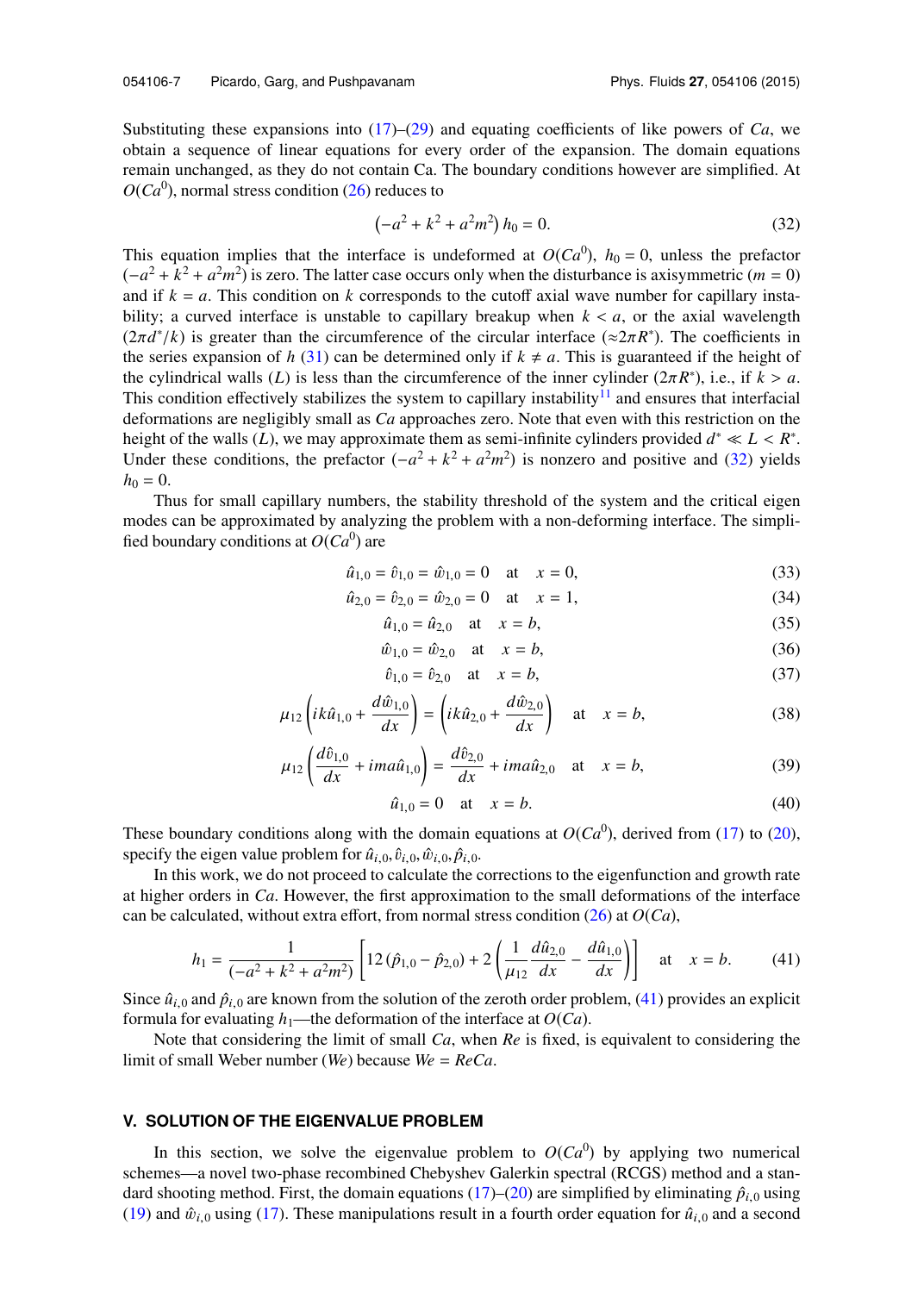Substituting these expansions into (17)–(29) and equating coefficients of like powers of $Ca$, we obtain a sequence of linear equations for every order of the expansion. The domain equations remain unchanged, as they do not contain Ca. The boundary conditions however are simplified. At $O(Ca^0)$, normal stress condition (26) reduces to

$$\left(-a^2 + k^2 + a^2 m^2\right) h_0 = 0. \tag{32}$$

This equation implies that the interface is undeformed at $O(Ca^0)$, $h_0 = 0$, unless the prefactor $(-a^2 + k^2 + a^2 m^2)$ is zero. The latter case occurs only when the disturbance is axisymmetric ($m = 0$) and if $k = a$. This condition on $k$ corresponds to the cutoff axial wave number for capillary instability; a curved interface is unstable to capillary breakup when $k < a$, or the axial wavelength $(2\pi d^*/k)$ is greater than the circumference of the circular interface ($\approx 2\pi R^*$). The coefficients in the series expansion of $h$ (31) can be determined only if $k \neq a$. This is guaranteed if the height of the cylindrical walls ($L$) is less than the circumference of the inner cylinder ($2\pi R^*$), i.e., if $k > a$. This condition effectively stabilizes the system to capillary instability[11] and ensures that interfacial deformations are negligibly small as $Ca$ approaches zero. Note that even with this restriction on the height of the walls ($L$), we may approximate them as semi-infinite cylinders provided $d^* \ll L < R^*$. Under these conditions, the prefactor $(-a^2 + k^2 + a^2 m^2)$ is nonzero and positive and (32) yields $h_0 = 0$.

Thus for small capillary numbers, the stability threshold of the system and the critical eigen modes can be approximated by analyzing the problem with a non-deforming interface. The simplified boundary conditions at $O(Ca^0)$ are

$$\hat{u}_{1,0} = \hat{v}_{1,0} = \hat{w}_{1,0} = 0 \quad \text{at} \quad x = 0, \tag{33}$$

$$\hat{u}_{2,0} = \hat{v}_{2,0} = \hat{w}_{2,0} = 0 \quad \text{at} \quad x = 1, \tag{34}$$

$$\hat{u}_{1,0} = \hat{u}_{2,0} \quad \text{at} \quad x = b, \tag{35}$$

$$\hat{w}_{1,0} = \hat{w}_{2,0} \quad \text{at} \quad x = b, \tag{36}$$

$$\hat{v}_{1,0} = \hat{v}_{2,0} \quad \text{at} \quad x = b, \tag{37}$$

$$\mu_{12}\left(ik\hat{u}_{1,0} + \frac{d\hat{w}_{1,0}}{dx}\right) = \left(ik\hat{u}_{2,0} + \frac{d\hat{w}_{2,0}}{dx}\right) \quad \text{at} \quad x = b, \tag{38}$$

$$\mu_{12}\left(\frac{d\hat{v}_{1,0}}{dx} + ima\hat{u}_{1,0}\right) = \frac{d\hat{v}_{2,0}}{dx} + ima\hat{u}_{2,0} \quad \text{at} \quad x = b, \tag{39}$$

$$\hat{u}_{1,0} = 0 \quad \text{at} \quad x = b. \tag{40}$$

These boundary conditions along with the domain equations at $O(Ca^0)$, derived from (17) to (20), specify the eigen value problem for $\hat{u}_{i,0}, \hat{v}_{i,0}, \hat{w}_{i,0}, \hat{p}_{i,0}$.

In this work, we do not proceed to calculate the corrections to the eigenfunction and growth rate at higher orders in $Ca$. However, the first approximation to the small deformations of the interface can be calculated, without extra effort, from normal stress condition (26) at $O(Ca)$,

$$h_1 = \frac{1}{(-a^2 + k^2 + a^2 m^2)}\left[12\left(\hat{p}_{1,0} - \hat{p}_{2,0}\right) + 2\left(\frac{1}{\mu_{12}}\frac{d\hat{u}_{2,0}}{dx} - \frac{d\hat{u}_{1,0}}{dx}\right)\right] \quad \text{at} \quad x = b. \tag{41}$$

Since $\hat{u}_{i,0}$ and $\hat{p}_{i,0}$ are known from the solution of the zeroth order problem, (41) provides an explicit formula for evaluating $h_1$—the deformation of the interface at $O(Ca)$.

Note that considering the limit of small $Ca$, when $Re$ is fixed, is equivalent to considering the limit of small Weber number ($We$) because $We = ReCa$.

## V. SOLUTION OF THE EIGENVALUE PROBLEM

In this section, we solve the eigenvalue problem to $O(Ca^0)$ by applying two numerical schemes—a novel two-phase recombined Chebyshev Galerkin spectral (RCGS) method and a standard shooting method. First, the domain equations (17)–(20) are simplified by eliminating $\hat{p}_{i,0}$ using (19) and $\hat{w}_{i,0}$ using (17). These manipulations result in a fourth order equation for $\hat{u}_{i,0}$ and a second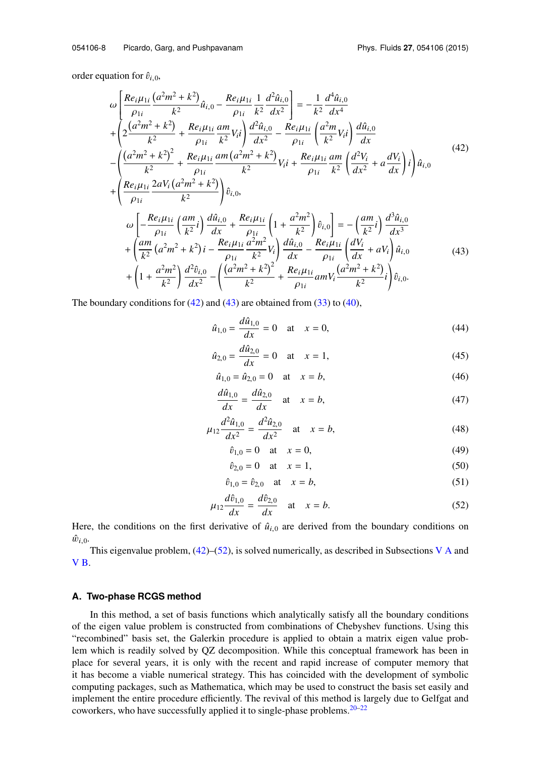order equation for $\hat{v}_{i,0}$,

$$
\begin{aligned}
&\omega\left[\frac{Re_i\mu_{1i}}{\rho_{1i}}\frac{\left(a^2m^2+k^2\right)}{k^2}\hat{u}_{i,0}-\frac{Re_i\mu_{1i}}{\rho_{1i}}\frac{1}{k^2}\frac{d^2\hat{u}_{i,0}}{dx^2}\right]=-\frac{1}{k^2}\frac{d^4\hat{u}_{i,0}}{dx^4}\\
&+\left(2\frac{\left(a^2m^2+k^2\right)}{k^2}+\frac{Re_i\mu_{1i}}{\rho_{1i}}\frac{am}{k^2}V_i i\right)\frac{d^2\hat{u}_{i,0}}{dx^2}-\frac{Re_i\mu_{1i}}{\rho_{1i}}\left(\frac{a^2m}{k^2}V_i i\right)\frac{d\hat{u}_{i,0}}{dx}\\
&-\left(\frac{\left(a^2m^2+k^2\right)^2}{k^2}+\frac{Re_i\mu_{1i}}{\rho_{1i}}\frac{am\left(a^2m^2+k^2\right)}{k^2}V_i i+\frac{Re_i\mu_{1i}}{\rho_{1i}}\frac{am}{k^2}\left(\frac{d^2V_i}{dx^2}+a\frac{dV_i}{dx}\right)i\right)\hat{u}_{i,0}\\
&+\left(\frac{Re_i\mu_{1i}}{\rho_{1i}}\frac{2aV_i\left(a^2m^2+k^2\right)}{k^2}\right)\hat{v}_{i,0},
\end{aligned}
\tag{42}
$$

$$
\begin{aligned}
&\omega\left[-\frac{Re_i\mu_{1i}}{\rho_{1i}}\left(\frac{am}{k^2}i\right)\frac{d\hat{u}_{i,0}}{dx}+\frac{Re_i\mu_{1i}}{\rho_{1i}}\left(1+\frac{a^2m^2}{k^2}\right)\hat{v}_{i,0}\right]=-\left(\frac{am}{k^2}i\right)\frac{d^3\hat{u}_{i,0}}{dx^3}\\
&+\left(\frac{am}{k^2}\left(a^2m^2+k^2\right)i-\frac{Re_i\mu_{1i}}{\rho_{1i}}\frac{a^2m^2}{k^2}V_i\right)\frac{d\hat{u}_{i,0}}{dx}-\frac{Re_i\mu_{1i}}{\rho_{1i}}\left(\frac{dV_i}{dx}+aV_i\right)\hat{u}_{i,0}\\
&+\left(1+\frac{a^2m^2}{k^2}\right)\frac{d^2\hat{v}_{i,0}}{dx^2}-\left(\frac{\left(a^2m^2+k^2\right)^2}{k^2}+\frac{Re_i\mu_{1i}}{\rho_{1i}}amV_i\frac{\left(a^2m^2+k^2\right)}{k^2}i\right)\hat{v}_{i,0}.
\end{aligned}
\tag{43}
$$

The boundary conditions for (42) and (43) are obtained from (33) to (40),

$$\hat{u}_{1,0}=\frac{d\hat{u}_{1,0}}{dx}=0 \quad \text{at} \quad x=0, \tag{44}$$

$$\hat{u}_{2,0}=\frac{d\hat{u}_{2,0}}{dx}=0 \quad \text{at} \quad x=1, \tag{45}$$

$$\hat{u}_{1,0}=\hat{u}_{2,0}=0 \quad \text{at} \quad x=b, \tag{46}$$

$$\frac{d\hat{u}_{1,0}}{dx}=\frac{d\hat{u}_{2,0}}{dx} \quad \text{at} \quad x=b, \tag{47}$$

$$\mu_{12}\frac{d^2\hat{u}_{1,0}}{dx^2}=\frac{d^2\hat{u}_{2,0}}{dx^2} \quad \text{at} \quad x=b, \tag{48}$$

$$\hat{v}_{1,0}=0 \quad \text{at} \quad x=0, \tag{49}$$

$$\hat{v}_{2,0}=0 \quad \text{at} \quad x=1, \tag{50}$$

$$\hat{v}_{1,0}=\hat{v}_{2,0} \quad \text{at} \quad x=b, \tag{51}$$

$$\mu_{12}\frac{d\hat{v}_{1,0}}{dx}=\frac{d\hat{v}_{2,0}}{dx} \quad \text{at} \quad x=b. \tag{52}$$

Here, the conditions on the first derivative of $\hat{u}_{i,0}$ are derived from the boundary conditions on $\hat{w}_{i,0}$.

This eigenvalue problem, (42)–(52), is solved numerically, as described in Subsections V A and V B.

### A. Two-phase RCGS method

In this method, a set of basis functions which analytically satisfy all the boundary conditions of the eigen value problem is constructed from combinations of Chebyshev functions. Using this "recombined" basis set, the Galerkin procedure is applied to obtain a matrix eigen value problem which is readily solved by QZ decomposition. While this conceptual framework has been in place for several years, it is only with the recent and rapid increase of computer memory that it has become a viable numerical strategy. This has coincided with the development of symbolic computing packages, such as Mathematica, which may be used to construct the basis set easily and implement the entire procedure efficiently. The revival of this method is largely due to Gelfgat and coworkers, who have successfully applied it to single-phase problems.[20–22]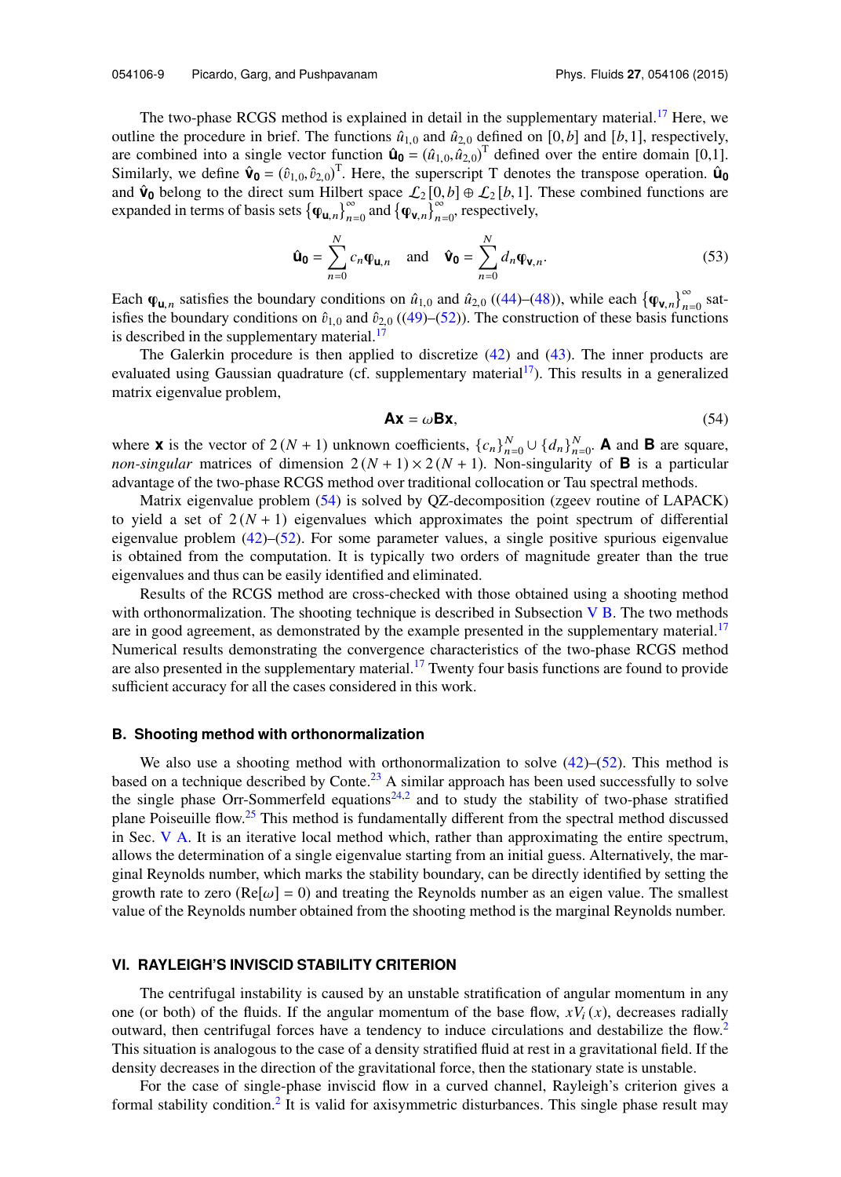The two-phase RCGS method is explained in detail in the supplementary material.[17] Here, we outline the procedure in brief. The functions $\hat{u}_{1,0}$ and $\hat{u}_{2,0}$ defined on $[0,b]$ and $[b,1]$, respectively, are combined into a single vector function $\hat{\mathbf{u}}_{\mathbf{0}} = (\hat{u}_{1,0}, \hat{u}_{2,0})^{\mathrm{T}}$ defined over the entire domain [0,1]. Similarly, we define $\hat{\mathbf{v}}_{\mathbf{0}} = (\hat{v}_{1,0}, \hat{v}_{2,0})^{\mathrm{T}}$. Here, the superscript T denotes the transpose operation. $\hat{\mathbf{u}}_{\mathbf{0}}$ and $\hat{\mathbf{v}}_{\mathbf{0}}$ belong to the direct sum Hilbert space $\mathcal{L}_2[0,b] \oplus \mathcal{L}_2[b,1]$. These combined functions are expanded in terms of basis sets $\{\boldsymbol{\varphi}_{\mathbf{u},n}\}_{n=0}^{\infty}$ and $\{\boldsymbol{\varphi}_{\mathbf{v},n}\}_{n=0}^{\infty}$, respectively,

$$\hat{\mathbf{u}}_{\mathbf{0}} = \sum_{n=0}^{N} c_n \boldsymbol{\varphi}_{\mathbf{u},n} \quad \text{and} \quad \hat{\mathbf{v}}_{\mathbf{0}} = \sum_{n=0}^{N} d_n \boldsymbol{\varphi}_{\mathbf{v},n}. \tag{53}$$

Each $\boldsymbol{\varphi}_{\mathbf{u},n}$ satisfies the boundary conditions on $\hat{u}_{1,0}$ and $\hat{u}_{2,0}$ ((44)–(48)), while each $\{\boldsymbol{\varphi}_{\mathbf{v},n}\}_{n=0}^{\infty}$ satisfies the boundary conditions on $\hat{v}_{1,0}$ and $\hat{v}_{2,0}$ ((49)–(52)). The construction of these basis functions is described in the supplementary material.[17]

The Galerkin procedure is then applied to discretize (42) and (43). The inner products are evaluated using Gaussian quadrature (cf. supplementary material[17]). This results in a generalized matrix eigenvalue problem,

$$\mathbf{Ax} = \omega \mathbf{Bx}, \tag{54}$$

where $\mathbf{x}$ is the vector of $2(N+1)$ unknown coefficients, $\{c_n\}_{n=0}^{N} \cup \{d_n\}_{n=0}^{N}$. $\mathbf{A}$ and $\mathbf{B}$ are square, *non-singular* matrices of dimension $2(N+1) \times 2(N+1)$. Non-singularity of $\mathbf{B}$ is a particular advantage of the two-phase RCGS method over traditional collocation or Tau spectral methods.

Matrix eigenvalue problem (54) is solved by QZ-decomposition (zgeev routine of LAPACK) to yield a set of $2(N+1)$ eigenvalues which approximates the point spectrum of differential eigenvalue problem (42)–(52). For some parameter values, a single positive spurious eigenvalue is obtained from the computation. It is typically two orders of magnitude greater than the true eigenvalues and thus can be easily identified and eliminated.

Results of the RCGS method are cross-checked with those obtained using a shooting method with orthonormalization. The shooting technique is described in Subsection V B. The two methods are in good agreement, as demonstrated by the example presented in the supplementary material.[17] Numerical results demonstrating the convergence characteristics of the two-phase RCGS method are also presented in the supplementary material.[17] Twenty four basis functions are found to provide sufficient accuracy for all the cases considered in this work.

### B. Shooting method with orthonormalization

We also use a shooting method with orthonormalization to solve (42)–(52). This method is based on a technique described by Conte.[23] A similar approach has been used successfully to solve the single phase Orr-Sommerfeld equations[24,2] and to study the stability of two-phase stratified plane Poiseuille flow.[25] This method is fundamentally different from the spectral method discussed in Sec. V A. It is an iterative local method which, rather than approximating the entire spectrum, allows the determination of a single eigenvalue starting from an initial guess. Alternatively, the marginal Reynolds number, which marks the stability boundary, can be directly identified by setting the growth rate to zero ($\mathrm{Re}[\omega] = 0$) and treating the Reynolds number as an eigen value. The smallest value of the Reynolds number obtained from the shooting method is the marginal Reynolds number.

## VI. RAYLEIGH'S INVISCID STABILITY CRITERION

The centrifugal instability is caused by an unstable stratification of angular momentum in any one (or both) of the fluids. If the angular momentum of the base flow, $xV_i(x)$, decreases radially outward, then centrifugal forces have a tendency to induce circulations and destabilize the flow.[2] This situation is analogous to the case of a density stratified fluid at rest in a gravitational field. If the density decreases in the direction of the gravitational force, then the stationary state is unstable.

For the case of single-phase inviscid flow in a curved channel, Rayleigh's criterion gives a formal stability condition.[2] It is valid for axisymmetric disturbances. This single phase result may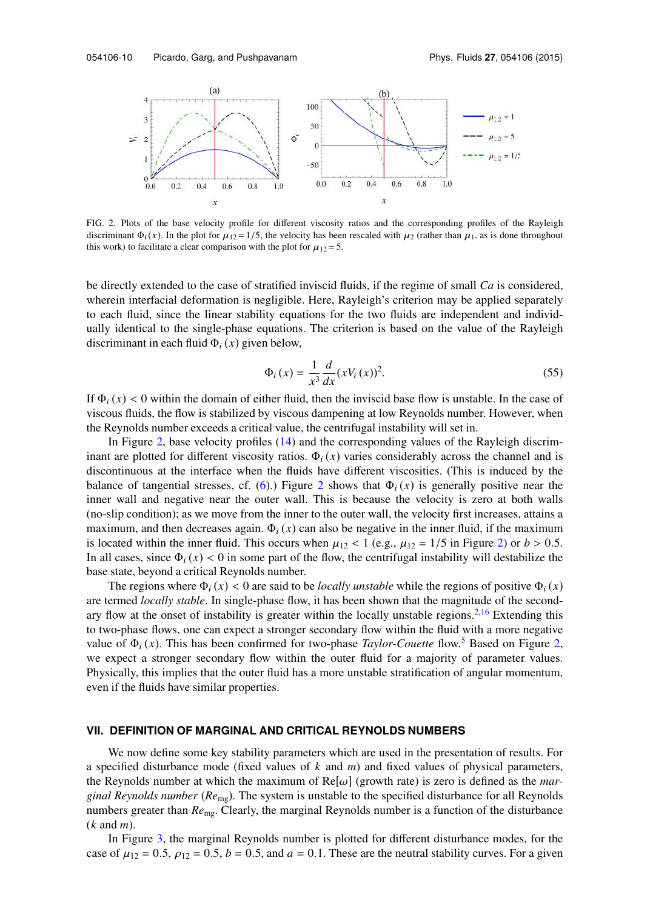(a)

(b)

$V_i$

$\Phi_i$

0.0 0.2 0.4 0.6 0.8 1.0

$x$

$\mu_{12} = 1$

$\mu_{12} = 5$

$\mu_{12} = 1/5$

FIG. 2. Plots of the base velocity profile for different viscosity ratios and the corresponding profiles of the Rayleigh discriminant $\Phi_i(x)$. In the plot for $\mu_{12} = 1/5$, the velocity has been rescaled with $\mu_2$ (rather than $\mu_1$, as is done throughout this work) to facilitate a clear comparison with the plot for $\mu_{12} = 5$.

be directly extended to the case of stratified inviscid fluids, if the regime of small *Ca* is considered, wherein interfacial deformation is negligible. Here, Rayleigh's criterion may be applied separately to each fluid, since the linear stability equations for the two fluids are independent and individually identical to the single-phase equations. The criterion is based on the value of the Rayleigh discriminant in each fluid $\Phi_i(x)$ given below,

$$\Phi_i(x) = \frac{1}{x^3}\frac{d}{dx}(xV_i(x))^2. \tag{55}$$

If $\Phi_i(x) < 0$ within the domain of either fluid, then the inviscid base flow is unstable. In the case of viscous fluids, the flow is stabilized by viscous dampening at low Reynolds number. However, when the Reynolds number exceeds a critical value, the centrifugal instability will set in.

In Figure 2, base velocity profiles (14) and the corresponding values of the Rayleigh discriminant are plotted for different viscosity ratios. $\Phi_i(x)$ varies considerably across the channel and is discontinuous at the interface when the fluids have different viscosities. (This is induced by the balance of tangential stresses, cf. (6).) Figure 2 shows that $\Phi_i(x)$ is generally positive near the inner wall and negative near the outer wall. This is because the velocity is zero at both walls (no-slip condition); as we move from the inner to the outer wall, the velocity first increases, attains a maximum, and then decreases again. $\Phi_i(x)$ can also be negative in the inner fluid, if the maximum is located within the inner fluid. This occurs when $\mu_{12} < 1$ (e.g., $\mu_{12} = 1/5$ in Figure 2) or $b > 0.5$. In all cases, since $\Phi_i(x) < 0$ in some part of the flow, the centrifugal instability will destabilize the base state, beyond a critical Reynolds number.

The regions where $\Phi_i(x) < 0$ are said to be *locally unstable* while the regions of positive $\Phi_i(x)$ are termed *locally stable*. In single-phase flow, it has been shown that the magnitude of the secondary flow at the onset of instability is greater within the locally unstable regions.[2,16] Extending this to two-phase flows, one can expect a stronger secondary flow within the fluid with a more negative value of $\Phi_i(x)$. This has been confirmed for two-phase *Taylor-Couette* flow.[5] Based on Figure 2, we expect a stronger secondary flow within the outer fluid for a majority of parameter values. Physically, this implies that the outer fluid has a more unstable stratification of angular momentum, even if the fluids have similar properties.

## VII. DEFINITION OF MARGINAL AND CRITICAL REYNOLDS NUMBERS

We now define some key stability parameters which are used in the presentation of results. For a specified disturbance mode (fixed values of $k$ and $m$) and fixed values of physical parameters, the Reynolds number at which the maximum of Re[$\omega$] (growth rate) is zero is defined as the *marginal Reynolds number* ($Re_{mg}$). The system is unstable to the specified disturbance for all Reynolds numbers greater than $Re_{mg}$. Clearly, the marginal Reynolds number is a function of the disturbance ($k$ and $m$).

In Figure 3, the marginal Reynolds number is plotted for different disturbance modes, for the case of $\mu_{12} = 0.5$, $\rho_{12} = 0.5$, $b = 0.5$, and $a = 0.1$. These are the neutral stability curves. For a given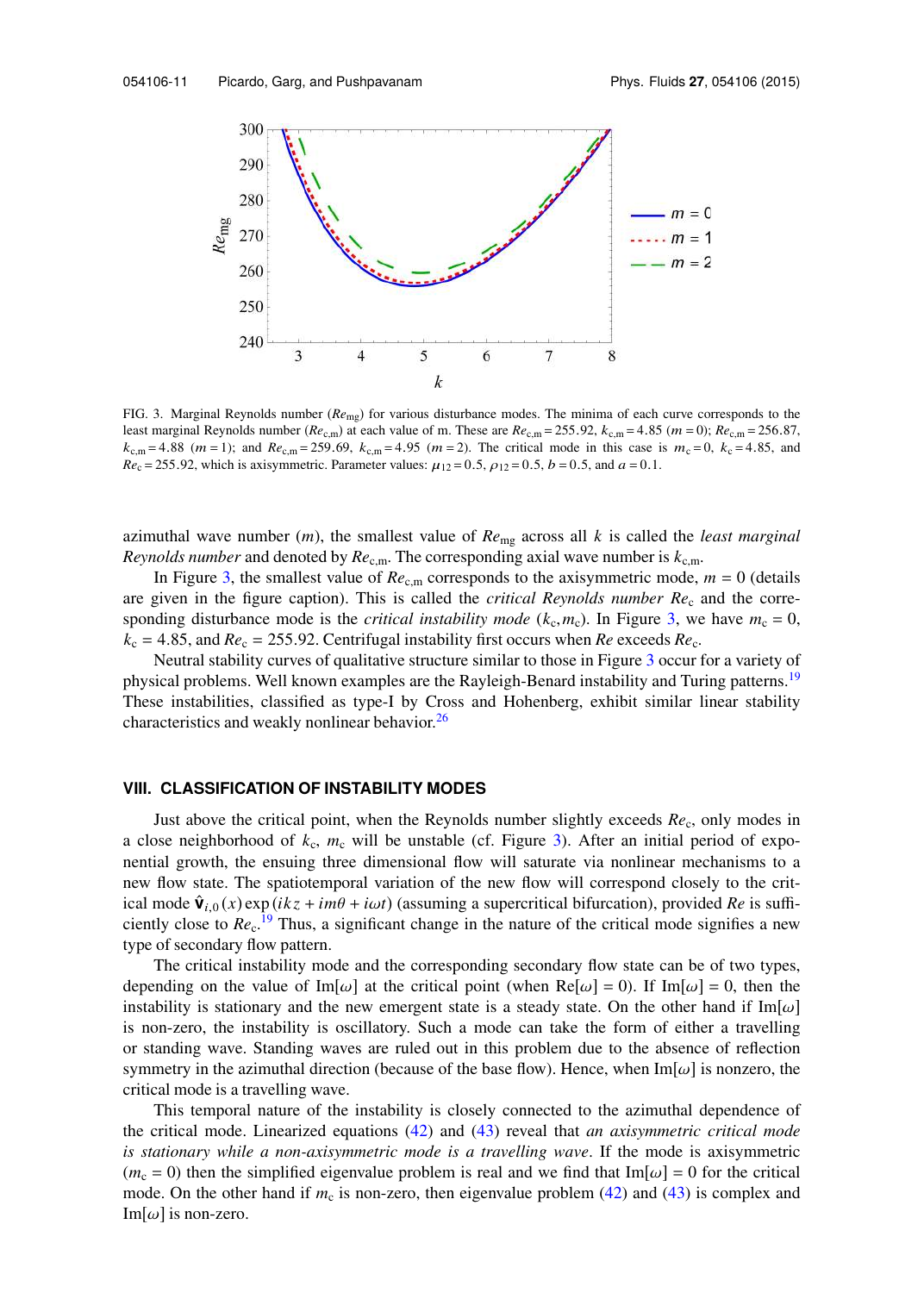300
290
280
270
260
250
240
$Re_{mg}$
3 4 5 6 7 8
$k$
$m = 0$
$m = 1$
$m = 2$

FIG. 3. Marginal Reynolds number ($Re_{mg}$) for various disturbance modes. The minima of each curve corresponds to the least marginal Reynolds number ($Re_{c,m}$) at each value of m. These are $Re_{c,m} = 255.92$, $k_{c,m} = 4.85$ ($m = 0$); $Re_{c,m} = 256.87$, $k_{c,m} = 4.88$ ($m = 1$); and $Re_{c,m} = 259.69$, $k_{c,m} = 4.95$ ($m = 2$). The critical mode in this case is $m_c = 0$, $k_c = 4.85$, and $Re_c = 255.92$, which is axisymmetric. Parameter values: $\mu_{12} = 0.5$, $\rho_{12} = 0.5$, $b = 0.5$, and $a = 0.1$.

azimuthal wave number ($m$), the smallest value of $Re_{mg}$ across all $k$ is called the *least marginal Reynolds number* and denoted by $Re_{c,m}$. The corresponding axial wave number is $k_{c,m}$.

In Figure 3, the smallest value of $Re_{c,m}$ corresponds to the axisymmetric mode, $m = 0$ (details are given in the figure caption). This is called the *critical Reynolds number* $Re_c$ and the corresponding disturbance mode is the *critical instability mode* ($k_c, m_c$). In Figure 3, we have $m_c = 0$, $k_c = 4.85$, and $Re_c = 255.92$. Centrifugal instability first occurs when $Re$ exceeds $Re_c$.

Neutral stability curves of qualitative structure similar to those in Figure 3 occur for a variety of physical problems. Well known examples are the Rayleigh-Benard instability and Turing patterns.[19] These instabilities, classified as type-I by Cross and Hohenberg, exhibit similar linear stability characteristics and weakly nonlinear behavior.[26]

## VIII. CLASSIFICATION OF INSTABILITY MODES

Just above the critical point, when the Reynolds number slightly exceeds $Re_c$, only modes in a close neighborhood of $k_c$, $m_c$ will be unstable (cf. Figure 3). After an initial period of exponential growth, the ensuing three dimensional flow will saturate via nonlinear mechanisms to a new flow state. The spatiotemporal variation of the new flow will correspond closely to the critical mode $\hat{\mathbf{v}}_{i,0}(x)\exp(ikz + im\theta + i\omega t)$ (assuming a supercritical bifurcation), provided $Re$ is sufficiently close to $Re_c$.[19] Thus, a significant change in the nature of the critical mode signifies a new type of secondary flow pattern.

The critical instability mode and the corresponding secondary flow state can be of two types, depending on the value of $\text{Im}[\omega]$ at the critical point (when $\text{Re}[\omega] = 0$). If $\text{Im}[\omega] = 0$, then the instability is stationary and the new emergent state is a steady state. On the other hand if $\text{Im}[\omega]$ is non-zero, the instability is oscillatory. Such a mode can take the form of either a travelling or standing wave. Standing waves are ruled out in this problem due to the absence of reflection symmetry in the azimuthal direction (because of the base flow). Hence, when $\text{Im}[\omega]$ is nonzero, the critical mode is a travelling wave.

This temporal nature of the instability is closely connected to the azimuthal dependence of the critical mode. Linearized equations (42) and (43) reveal that *an axisymmetric critical mode is stationary while a non-axisymmetric mode is a travelling wave*. If the mode is axisymmetric ($m_c = 0$) then the simplified eigenvalue problem is real and we find that $\text{Im}[\omega] = 0$ for the critical mode. On the other hand if $m_c$ is non-zero, then eigenvalue problem (42) and (43) is complex and $\text{Im}[\omega]$ is non-zero.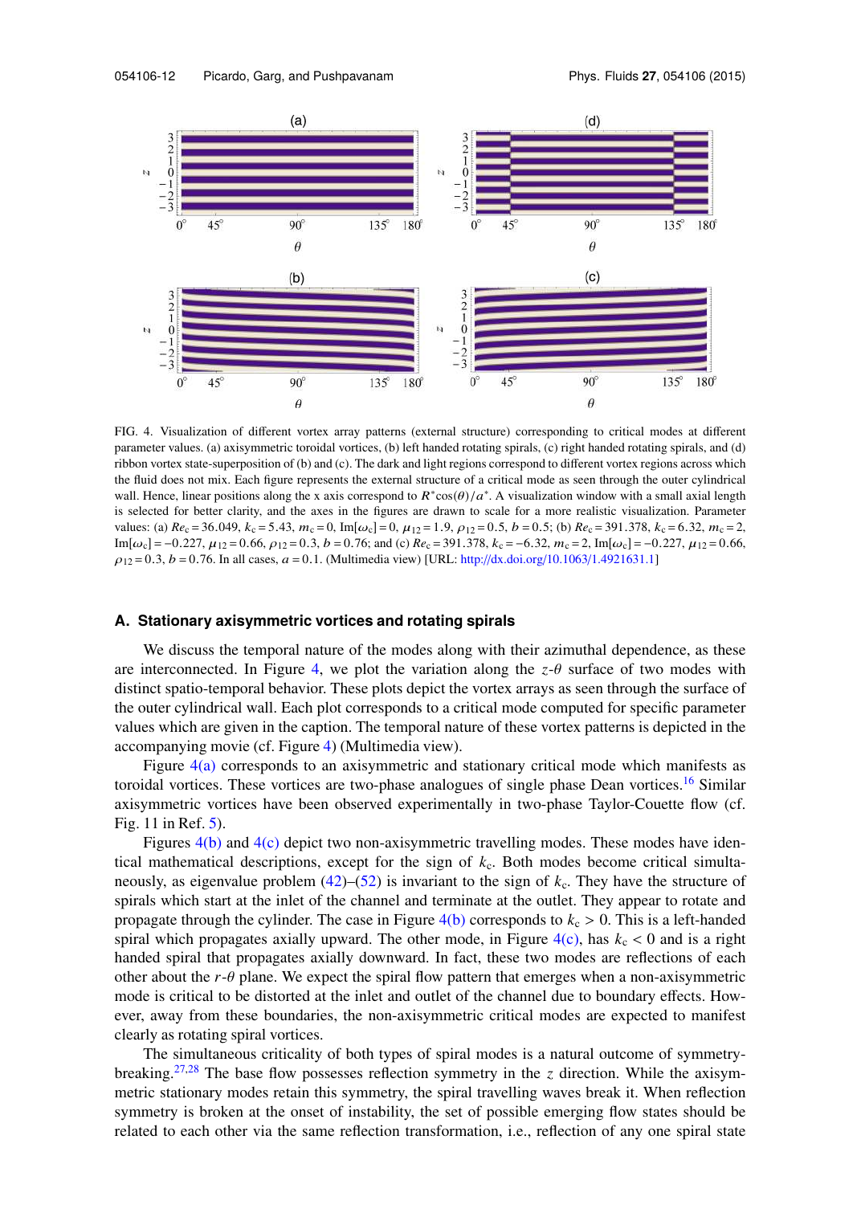(a)

3
2
1
0
−1
−2
−3

z

0° 45° 90° 135° 180°

θ

(d)

3
2
1
0
−1
−2
−3

z

0° 45° 90° 135° 180°

θ

(b)

3
2
1
0
−1
−2
−3

z

0° 45° 90° 135° 180°

θ

(c)

3
2
1
0
−1
−2
−3

z

0° 45° 90° 135° 180°

θ

FIG. 4. Visualization of different vortex array patterns (external structure) corresponding to critical modes at different parameter values. (a) axisymmetric toroidal vortices, (b) left handed rotating spirals, (c) right handed rotating spirals, and (d) ribbon vortex state-superposition of (b) and (c). The dark and light regions correspond to different vortex regions across which the fluid does not mix. Each figure represents the external structure of a critical mode as seen through the outer cylindrical wall. Hence, linear positions along the x axis correspond to $R^*\cos(\theta)/a^*$. A visualization window with a small axial length is selected for better clarity, and the axes in the figures are drawn to scale for a more realistic visualization. Parameter values: (a) $Re_c = 36.049$, $k_c = 5.43$, $m_c = 0$, $\mathrm{Im}[\omega_c] = 0$, $\mu_{12} = 1.9$, $\rho_{12} = 0.5$, $b = 0.5$; (b) $Re_c = 391.378$, $k_c = 6.32$, $m_c = 2$, $\mathrm{Im}[\omega_c] = -0.227$, $\mu_{12} = 0.66$, $\rho_{12} = 0.3$, $b = 0.76$; and (c) $Re_c = 391.378$, $k_c = -6.32$, $m_c = 2$, $\mathrm{Im}[\omega_c] = -0.227$, $\mu_{12} = 0.66$, $\rho_{12} = 0.3$, $b = 0.76$. In all cases, $a = 0.1$. (Multimedia view) [URL: http://dx.doi.org/10.1063/1.4921631.1]

## A. Stationary axisymmetric vortices and rotating spirals

We discuss the temporal nature of the modes along with their azimuthal dependence, as these are interconnected. In Figure 4, we plot the variation along the $z$-$\theta$ surface of two modes with distinct spatio-temporal behavior. These plots depict the vortex arrays as seen through the surface of the outer cylindrical wall. Each plot corresponds to a critical mode computed for specific parameter values which are given in the caption. The temporal nature of these vortex patterns is depicted in the accompanying movie (cf. Figure 4) (Multimedia view).

Figure 4(a) corresponds to an axisymmetric and stationary critical mode which manifests as toroidal vortices. These vortices are two-phase analogues of single phase Dean vortices.[16] Similar axisymmetric vortices have been observed experimentally in two-phase Taylor-Couette flow (cf. Fig. 11 in Ref. 5).

Figures 4(b) and 4(c) depict two non-axisymmetric travelling modes. These modes have identical mathematical descriptions, except for the sign of $k_c$. Both modes become critical simultaneously, as eigenvalue problem (42)–(52) is invariant to the sign of $k_c$. They have the structure of spirals which start at the inlet of the channel and terminate at the outlet. They appear to rotate and propagate through the cylinder. The case in Figure 4(b) corresponds to $k_c > 0$. This is a left-handed spiral which propagates axially upward. The other mode, in Figure 4(c), has $k_c < 0$ and is a right handed spiral that propagates axially downward. In fact, these two modes are reflections of each other about the $r$-$\theta$ plane. We expect the spiral flow pattern that emerges when a non-axisymmetric mode is critical to be distorted at the inlet and outlet of the channel due to boundary effects. However, away from these boundaries, the non-axisymmetric critical modes are expected to manifest clearly as rotating spiral vortices.

The simultaneous criticality of both types of spiral modes is a natural outcome of symmetry-breaking.[27,28] The base flow possesses reflection symmetry in the $z$ direction. While the axisymmetric stationary modes retain this symmetry, the spiral travelling waves break it. When reflection symmetry is broken at the onset of instability, the set of possible emerging flow states should be related to each other via the same reflection transformation, i.e., reflection of any one spiral state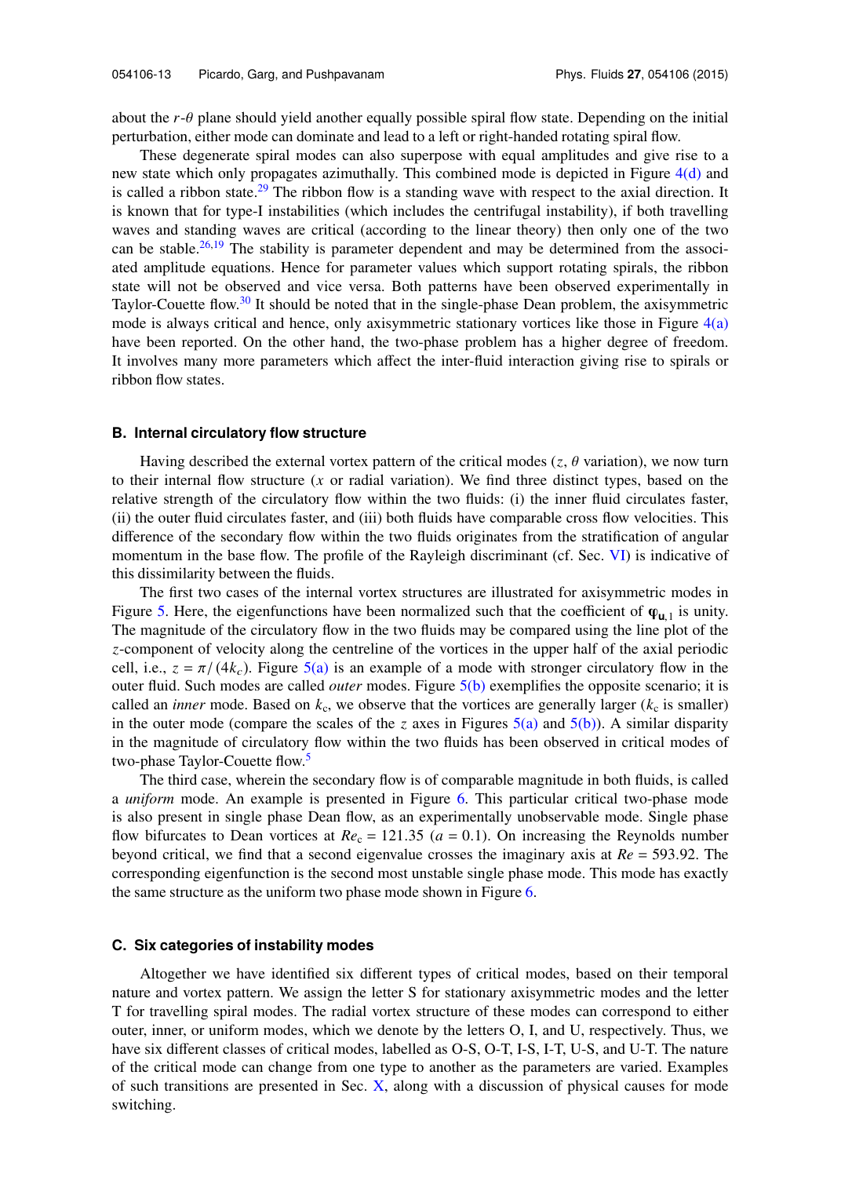about the $r$-$\theta$ plane should yield another equally possible spiral flow state. Depending on the initial perturbation, either mode can dominate and lead to a left or right-handed rotating spiral flow.

These degenerate spiral modes can also superpose with equal amplitudes and give rise to a new state which only propagates azimuthally. This combined mode is depicted in Figure 4(d) and is called a ribbon state.[29] The ribbon flow is a standing wave with respect to the axial direction. It is known that for type-I instabilities (which includes the centrifugal instability), if both travelling waves and standing waves are critical (according to the linear theory) then only one of the two can be stable.[26,19] The stability is parameter dependent and may be determined from the associated amplitude equations. Hence for parameter values which support rotating spirals, the ribbon state will not be observed and vice versa. Both patterns have been observed experimentally in Taylor-Couette flow.[30] It should be noted that in the single-phase Dean problem, the axisymmetric mode is always critical and hence, only axisymmetric stationary vortices like those in Figure 4(a) have been reported. On the other hand, the two-phase problem has a higher degree of freedom. It involves many more parameters which affect the inter-fluid interaction giving rise to spirals or ribbon flow states.

### B. Internal circulatory flow structure

Having described the external vortex pattern of the critical modes ($z$, $\theta$ variation), we now turn to their internal flow structure ($x$ or radial variation). We find three distinct types, based on the relative strength of the circulatory flow within the two fluids: (i) the inner fluid circulates faster, (ii) the outer fluid circulates faster, and (iii) both fluids have comparable cross flow velocities. This difference of the secondary flow within the two fluids originates from the stratification of angular momentum in the base flow. The profile of the Rayleigh discriminant (cf. Sec. VI) is indicative of this dissimilarity between the fluids.

The first two cases of the internal vortex structures are illustrated for axisymmetric modes in Figure 5. Here, the eigenfunctions have been normalized such that the coefficient of $\boldsymbol{\varphi}_{\mathbf{u},1}$ is unity. The magnitude of the circulatory flow in the two fluids may be compared using the line plot of the $z$-component of velocity along the centreline of the vortices in the upper half of the axial periodic cell, i.e., $z = \pi/(4k_c)$. Figure 5(a) is an example of a mode with stronger circulatory flow in the outer fluid. Such modes are called *outer* modes. Figure 5(b) exemplifies the opposite scenario; it is called an *inner* mode. Based on $k_c$, we observe that the vortices are generally larger ($k_c$ is smaller) in the outer mode (compare the scales of the $z$ axes in Figures 5(a) and 5(b)). A similar disparity in the magnitude of circulatory flow within the two fluids has been observed in critical modes of two-phase Taylor-Couette flow.[5]

The third case, wherein the secondary flow is of comparable magnitude in both fluids, is called a *uniform* mode. An example is presented in Figure 6. This particular critical two-phase mode is also present in single phase Dean flow, as an experimentally unobservable mode. Single phase flow bifurcates to Dean vortices at $Re_c = 121.35$ ($a = 0.1$). On increasing the Reynolds number beyond critical, we find that a second eigenvalue crosses the imaginary axis at $Re = 593.92$. The corresponding eigenfunction is the second most unstable single phase mode. This mode has exactly the same structure as the uniform two phase mode shown in Figure 6.

### C. Six categories of instability modes

Altogether we have identified six different types of critical modes, based on their temporal nature and vortex pattern. We assign the letter S for stationary axisymmetric modes and the letter T for travelling spiral modes. The radial vortex structure of these modes can correspond to either outer, inner, or uniform modes, which we denote by the letters O, I, and U, respectively. Thus, we have six different classes of critical modes, labelled as O-S, O-T, I-S, I-T, U-S, and U-T. The nature of the critical mode can change from one type to another as the parameters are varied. Examples of such transitions are presented in Sec. X, along with a discussion of physical causes for mode switching.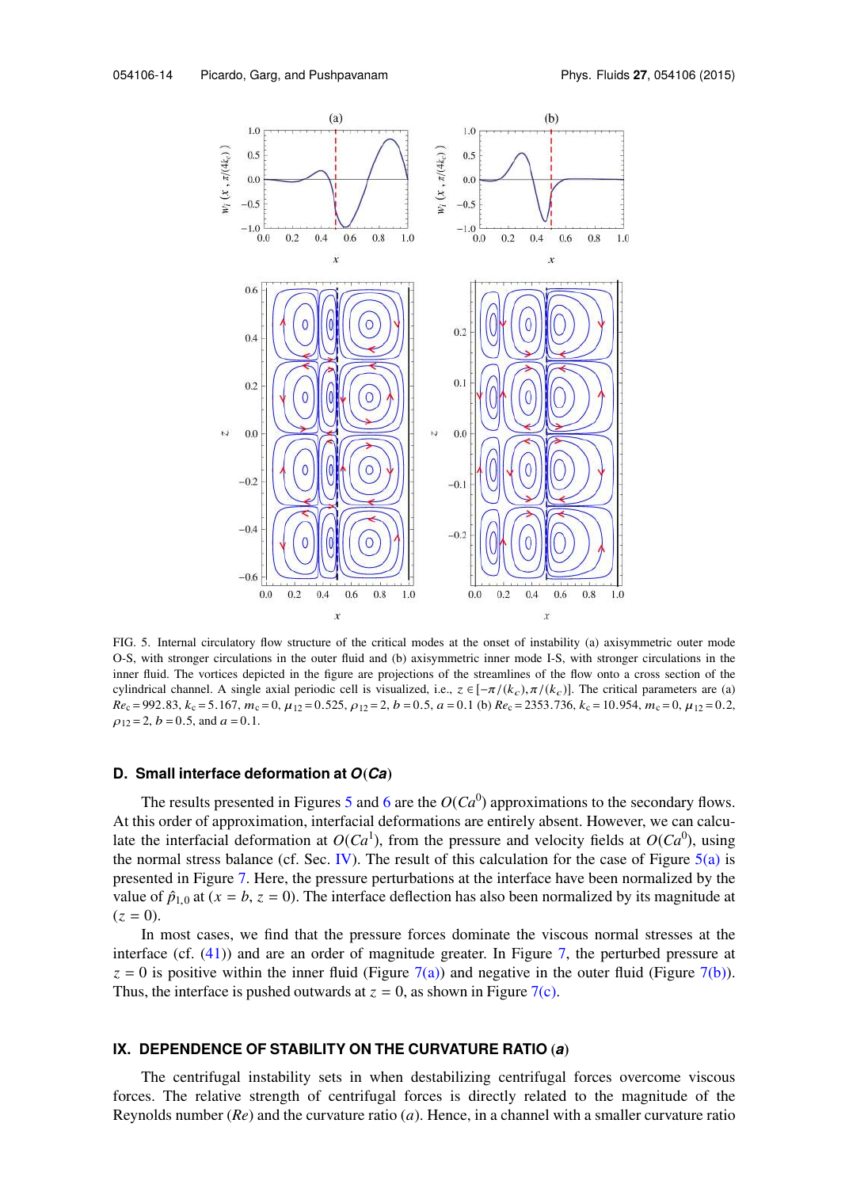(a)

$w_i\,(x\,,\pi/(4k_c)\,)$

1.0
0.5
0.0
−0.5
−1.0

0.0 0.2 0.4 0.6 0.8 1.0

$x$

(b)

$w_i\,(x\,,\pi/(4k_c)\,)$

1.0
0.5
0.0
−0.5
−1.0

0.0 0.2 0.4 0.6 0.8 1.0

$x$

$z$

0.6
0.4
0.2
0.0
−0.2
−0.4
−0.6

0.0 0.2 0.4 0.6 0.8 1.0

$x$

$z$

0.2
0.1
0.0
−0.1
−0.2

0.0 0.2 0.4 0.6 0.8 1.0

$x$

FIG. 5. Internal circulatory flow structure of the critical modes at the onset of instability (a) axisymmetric outer mode O-S, with stronger circulations in the outer fluid and (b) axisymmetric inner mode I-S, with stronger circulations in the inner fluid. The vortices depicted in the figure are projections of the streamlines of the flow onto a cross section of the cylindrical channel. A single axial periodic cell is visualized, i.e., $z \in [-\pi/(k_c), \pi/(k_c)]$. The critical parameters are (a) $Re_c = 992.83$, $k_c = 5.167$, $m_c = 0$, $\mu_{12} = 0.525$, $\rho_{12} = 2$, $b = 0.5$, $a = 0.1$ (b) $Re_c = 2353.736$, $k_c = 10.954$, $m_c = 0$, $\mu_{12} = 0.2$, $\rho_{12} = 2$, $b = 0.5$, and $a = 0.1$.

### D. Small interface deformation at $O(Ca)$

The results presented in Figures 5 and 6 are the $O(Ca^0)$ approximations to the secondary flows. At this order of approximation, interfacial deformations are entirely absent. However, we can calculate the interfacial deformation at $O(Ca^1)$, from the pressure and velocity fields at $O(Ca^0)$, using the normal stress balance (cf. Sec. IV). The result of this calculation for the case of Figure 5(a) is presented in Figure 7. Here, the pressure perturbations at the interface have been normalized by the value of $\hat{p}_{1,0}$ at $(x = b, z = 0)$. The interface deflection has also been normalized by its magnitude at $(z = 0)$.

In most cases, we find that the pressure forces dominate the viscous normal stresses at the interface (cf. (41)) and are an order of magnitude greater. In Figure 7, the perturbed pressure at $z = 0$ is positive within the inner fluid (Figure 7(a)) and negative in the outer fluid (Figure 7(b)). Thus, the interface is pushed outwards at $z = 0$, as shown in Figure 7(c).

## IX. DEPENDENCE OF STABILITY ON THE CURVATURE RATIO ($a$)

The centrifugal instability sets in when destabilizing centrifugal forces overcome viscous forces. The relative strength of centrifugal forces is directly related to the magnitude of the Reynolds number ($Re$) and the curvature ratio ($a$). Hence, in a channel with a smaller curvature ratio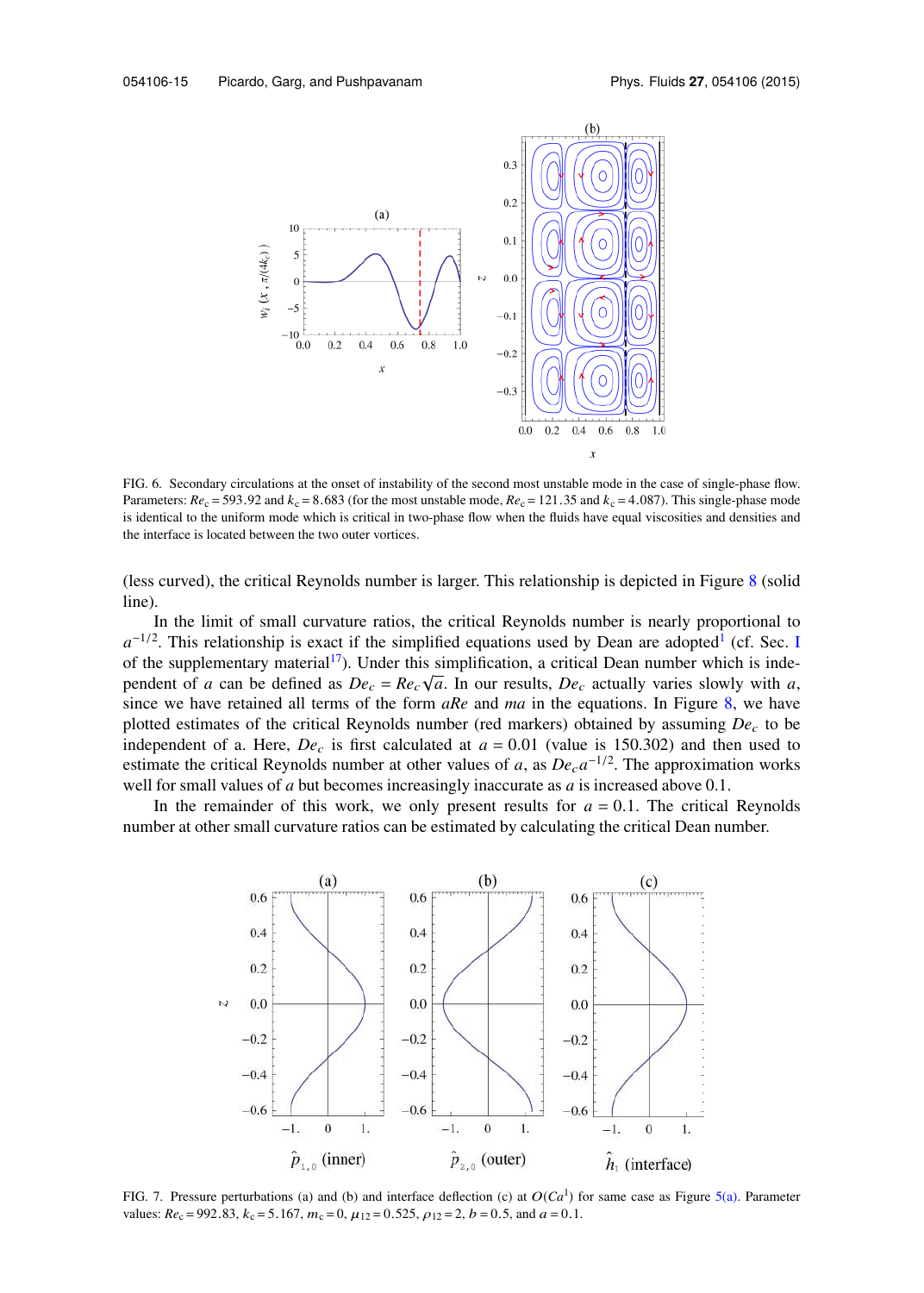FIG. 6. Secondary circulations at the onset of instability of the second most unstable mode in the case of single-phase flow. Parameters: $Re_c = 593.92$ and $k_c = 8.683$ (for the most unstable mode, $Re_c = 121.35$ and $k_c = 4.087$). This single-phase mode is identical to the uniform mode which is critical in two-phase flow when the fluids have equal viscosities and densities and the interface is located between the two outer vortices.

(less curved), the critical Reynolds number is larger. This relationship is depicted in Figure 8 (solid line).

In the limit of small curvature ratios, the critical Reynolds number is nearly proportional to $a^{-1/2}$. This relationship is exact if the simplified equations used by Dean are adopted[1] (cf. Sec. I of the supplementary material[17]). Under this simplification, a critical Dean number which is independent of $a$ can be defined as $De_c = Re_c\sqrt{a}$. In our results, $De_c$ actually varies slowly with $a$, since we have retained all terms of the form $aRe$ and $ma$ in the equations. In Figure 8, we have plotted estimates of the critical Reynolds number (red markers) obtained by assuming $De_c$ to be independent of a. Here, $De_c$ is first calculated at $a = 0.01$ (value is 150.302) and then used to estimate the critical Reynolds number at other values of $a$, as $De_c a^{-1/2}$. The approximation works well for small values of $a$ but becomes increasingly inaccurate as $a$ is increased above 0.1.

In the remainder of this work, we only present results for $a = 0.1$. The critical Reynolds number at other small curvature ratios can be estimated by calculating the critical Dean number.

FIG. 7. Pressure perturbations (a) and (b) and interface deflection (c) at $O(Ca^1)$ for same case as Figure 5(a). Parameter values: $Re_c = 992.83$, $k_c = 5.167$, $m_c = 0$, $\mu_{12} = 0.525$, $\rho_{12} = 2$, $b = 0.5$, and $a = 0.1$.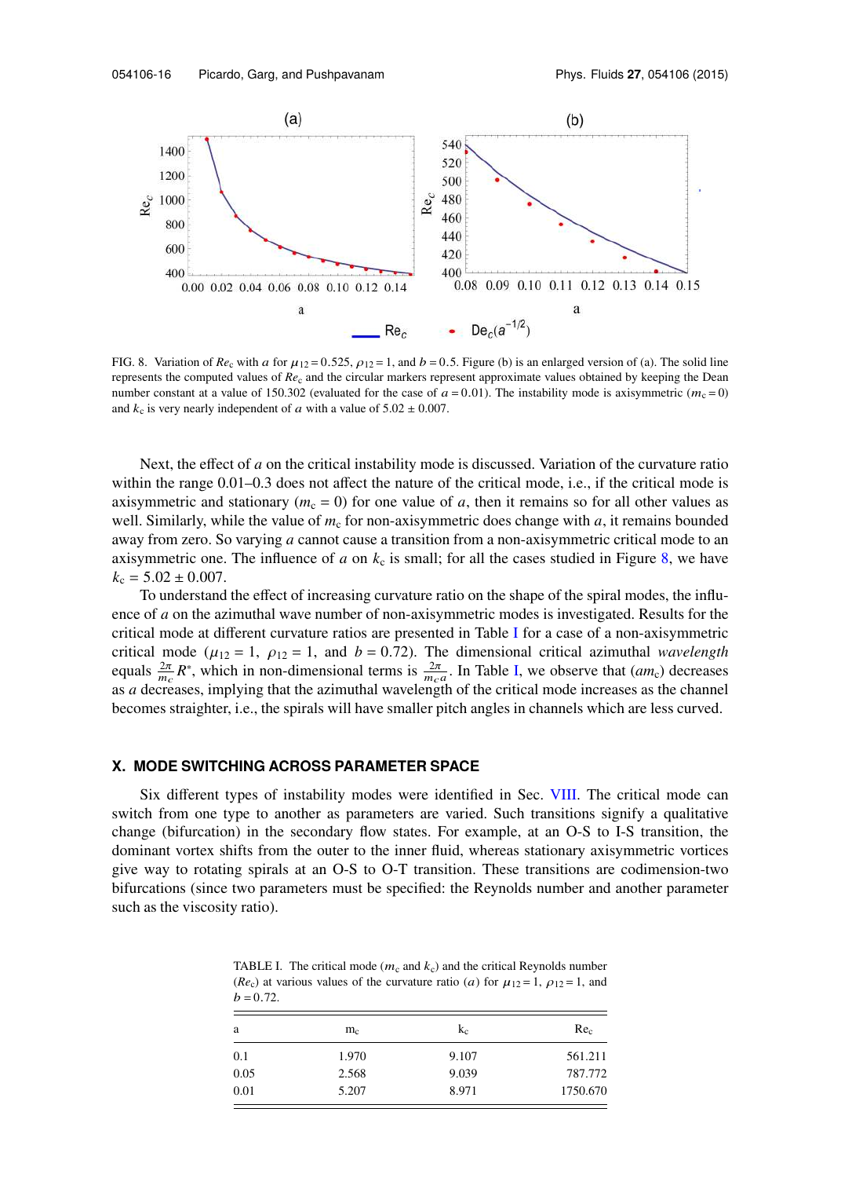(a)

(b)

1400
1200
1000
800
600
400

$Re_c$

0.00 0.02 0.04 0.06 0.08 0.10 0.12 0.14

a

540
520
500
480
460
440
420
400

$Re_c$

0.08 0.09 0.10 0.11 0.12 0.13 0.14 0.15

a

$Re_c$ $De_c(a^{-1/2})$

FIG. 8. Variation of $Re_c$ with $a$ for $\mu_{12} = 0.525$, $\rho_{12} = 1$, and $b = 0.5$. Figure (b) is an enlarged version of (a). The solid line represents the computed values of $Re_c$ and the circular markers represent approximate values obtained by keeping the Dean number constant at a value of 150.302 (evaluated for the case of $a = 0.01$). The instability mode is axisymmetric ($m_c = 0$) and $k_c$ is very nearly independent of $a$ with a value of $5.02 \pm 0.007$.

Next, the effect of $a$ on the critical instability mode is discussed. Variation of the curvature ratio within the range 0.01–0.3 does not affect the nature of the critical mode, i.e., if the critical mode is axisymmetric and stationary ($m_c = 0$) for one value of $a$, then it remains so for all other values as well. Similarly, while the value of $m_c$ for non-axisymmetric does change with $a$, it remains bounded away from zero. So varying $a$ cannot cause a transition from a non-axisymmetric critical mode to an axisymmetric one. The influence of $a$ on $k_c$ is small; for all the cases studied in Figure 8, we have $k_c = 5.02 \pm 0.007$.

To understand the effect of increasing curvature ratio on the shape of the spiral modes, the influence of $a$ on the azimuthal wave number of non-axisymmetric modes is investigated. Results for the critical mode at different curvature ratios are presented in Table I for a case of a non-axisymmetric critical mode ($\mu_{12} = 1$, $\rho_{12} = 1$, and $b = 0.72$). The dimensional critical azimuthal *wavelength* equals $\frac{2\pi}{m_c} R^*$, which in non-dimensional terms is $\frac{2\pi}{m_c a}$. In Table I, we observe that ($am_c$) decreases as $a$ decreases, implying that the azimuthal wavelength of the critical mode increases as the channel becomes straighter, i.e., the spirals will have smaller pitch angles in channels which are less curved.

## X. MODE SWITCHING ACROSS PARAMETER SPACE

Six different types of instability modes were identified in Sec. VIII. The critical mode can switch from one type to another as parameters are varied. Such transitions signify a qualitative change (bifurcation) in the secondary flow states. For example, at an O-S to I-S transition, the dominant vortex shifts from the outer to the inner fluid, whereas stationary axisymmetric vortices give way to rotating spirals at an O-S to O-T transition. These transitions are codimension-two bifurcations (since two parameters must be specified: the Reynolds number and another parameter such as the viscosity ratio).

TABLE I. The critical mode ($m_c$ and $k_c$) and the critical Reynolds number ($Re_c$) at various values of the curvature ratio ($a$) for $\mu_{12} = 1$, $\rho_{12} = 1$, and $b = 0.72$.

| a | $m_c$ | $k_c$ | $Re_c$ |
|---|---|---|---|
| 0.1 | 1.970 | 9.107 | 561.211 |
| 0.05 | 2.568 | 9.039 | 787.772 |
| 0.01 | 5.207 | 8.971 | 1750.670 |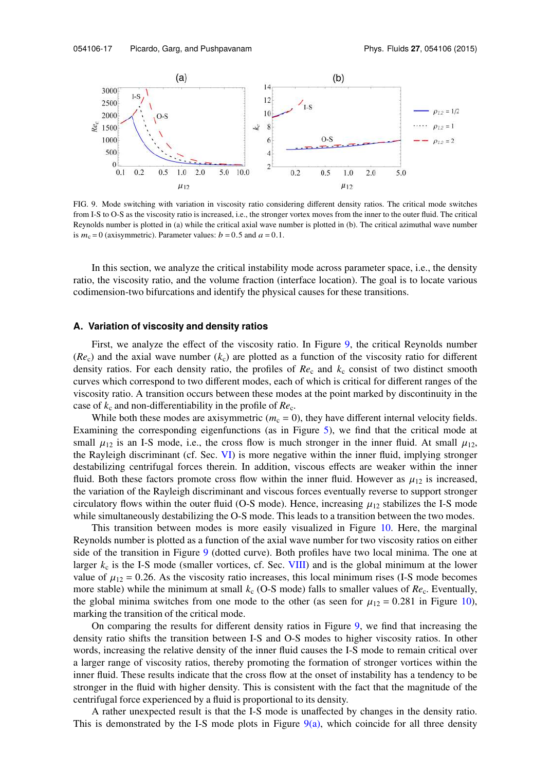(a)

3000
2500
2000
1500
1000
500
0

$Re_c$

I-S

O-S

0.1 0.2 0.5 1.0 2.0 5.0 10.0

$\mu_{12}$

(b)

14
12
10
8
6
4
2

$k_c$

I-S

O-S

0.2 0.5 1.0 2.0 5.0

$\mu_{12}$

$\rho_{12} = 1/2$

$\rho_{12} = 1$

$\rho_{12} = 2$

FIG. 9. Mode switching with variation in viscosity ratio considering different density ratios. The critical mode switches from I-S to O-S as the viscosity ratio is increased, i.e., the stronger vortex moves from the inner to the outer fluid. The critical Reynolds number is plotted in (a) while the critical axial wave number is plotted in (b). The critical azimuthal wave number is $m_c = 0$ (axisymmetric). Parameter values: $b = 0.5$ and $a = 0.1$.

In this section, we analyze the critical instability mode across parameter space, i.e., the density ratio, the viscosity ratio, and the volume fraction (interface location). The goal is to locate various codimension-two bifurcations and identify the physical causes for these transitions.

### A. Variation of viscosity and density ratios

First, we analyze the effect of the viscosity ratio. In Figure 9, the critical Reynolds number ($Re_c$) and the axial wave number ($k_c$) are plotted as a function of the viscosity ratio for different density ratios. For each density ratio, the profiles of $Re_c$ and $k_c$ consist of two distinct smooth curves which correspond to two different modes, each of which is critical for different ranges of the viscosity ratio. A transition occurs between these modes at the point marked by discontinuity in the case of $k_c$ and non-differentiability in the profile of $Re_c$.

While both these modes are axisymmetric ($m_c = 0$), they have different internal velocity fields. Examining the corresponding eigenfunctions (as in Figure 5), we find that the critical mode at small $\mu_{12}$ is an I-S mode, i.e., the cross flow is much stronger in the inner fluid. At small $\mu_{12}$, the Rayleigh discriminant (cf. Sec. VI) is more negative within the inner fluid, implying stronger destabilizing centrifugal forces therein. In addition, viscous effects are weaker within the inner fluid. Both these factors promote cross flow within the inner fluid. However as $\mu_{12}$ is increased, the variation of the Rayleigh discriminant and viscous forces eventually reverse to support stronger circulatory flows within the outer fluid (O-S mode). Hence, increasing $\mu_{12}$ stabilizes the I-S mode while simultaneously destabilizing the O-S mode. This leads to a transition between the two modes.

This transition between modes is more easily visualized in Figure 10. Here, the marginal Reynolds number is plotted as a function of the axial wave number for two viscosity ratios on either side of the transition in Figure 9 (dotted curve). Both profiles have two local minima. The one at larger $k_c$ is the I-S mode (smaller vortices, cf. Sec. VIII) and is the global minimum at the lower value of $\mu_{12} = 0.26$. As the viscosity ratio increases, this local minimum rises (I-S mode becomes more stable) while the minimum at small $k_c$ (O-S mode) falls to smaller values of $Re_c$. Eventually, the global minima switches from one mode to the other (as seen for $\mu_{12} = 0.281$ in Figure 10), marking the transition of the critical mode.

On comparing the results for different density ratios in Figure 9, we find that increasing the density ratio shifts the transition between I-S and O-S modes to higher viscosity ratios. In other words, increasing the relative density of the inner fluid causes the I-S mode to remain critical over a larger range of viscosity ratios, thereby promoting the formation of stronger vortices within the inner fluid. These results indicate that the cross flow at the onset of instability has a tendency to be stronger in the fluid with higher density. This is consistent with the fact that the magnitude of the centrifugal force experienced by a fluid is proportional to its density.

A rather unexpected result is that the I-S mode is unaffected by changes in the density ratio. This is demonstrated by the I-S mode plots in Figure 9(a), which coincide for all three density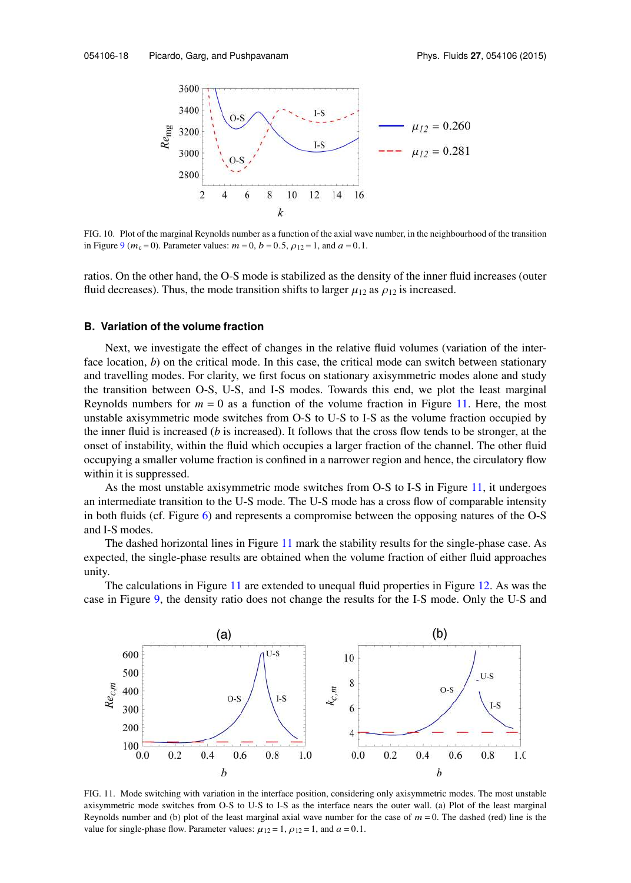FIG. 10. Plot of the marginal Reynolds number as a function of the axial wave number, in the neighbourhood of the transition in Figure 9 ($m_c = 0$). Parameter values: $m = 0$, $b = 0.5$, $\rho_{12} = 1$, and $a = 0.1$.

ratios. On the other hand, the O-S mode is stabilized as the density of the inner fluid increases (outer fluid decreases). Thus, the mode transition shifts to larger $\mu_{12}$ as $\rho_{12}$ is increased.

### B. Variation of the volume fraction

Next, we investigate the effect of changes in the relative fluid volumes (variation of the interface location, $b$) on the critical mode. In this case, the critical mode can switch between stationary and travelling modes. For clarity, we first focus on stationary axisymmetric modes alone and study the transition between O-S, U-S, and I-S modes. Towards this end, we plot the least marginal Reynolds numbers for $m = 0$ as a function of the volume fraction in Figure 11. Here, the most unstable axisymmetric mode switches from O-S to U-S to I-S as the volume fraction occupied by the inner fluid is increased ($b$ is increased). It follows that the cross flow tends to be stronger, at the onset of instability, within the fluid which occupies a larger fraction of the channel. The other fluid occupying a smaller volume fraction is confined in a narrower region and hence, the circulatory flow within it is suppressed.

As the most unstable axisymmetric mode switches from O-S to I-S in Figure 11, it undergoes an intermediate transition to the U-S mode. The U-S mode has a cross flow of comparable intensity in both fluids (cf. Figure 6) and represents a compromise between the opposing natures of the O-S and I-S modes.

The dashed horizontal lines in Figure 11 mark the stability results for the single-phase case. As expected, the single-phase results are obtained when the volume fraction of either fluid approaches unity.

The calculations in Figure 11 are extended to unequal fluid properties in Figure 12. As was the case in Figure 9, the density ratio does not change the results for the I-S mode. Only the U-S and

FIG. 11. Mode switching with variation in the interface position, considering only axisymmetric modes. The most unstable axisymmetric mode switches from O-S to U-S to I-S as the interface nears the outer wall. (a) Plot of the least marginal Reynolds number and (b) plot of the least marginal axial wave number for the case of $m = 0$. The dashed (red) line is the value for single-phase flow. Parameter values: $\mu_{12} = 1$, $\rho_{12} = 1$, and $a = 0.1$.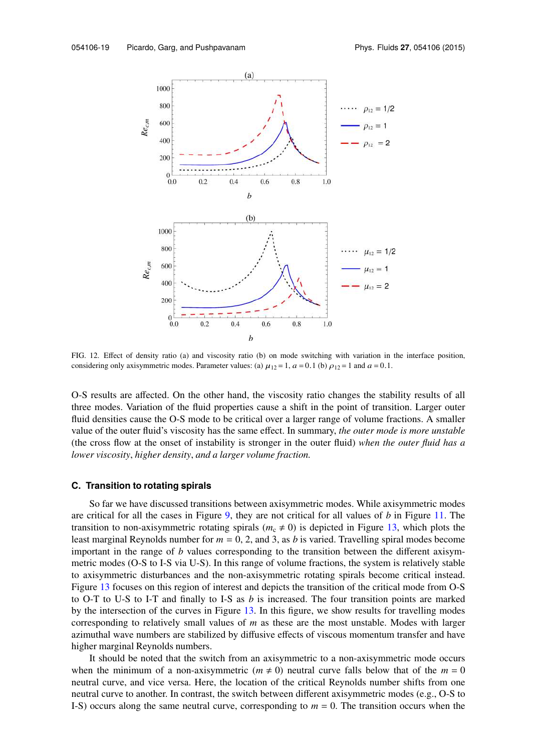(a)

$Re_{c,m}$

1000
800
600
400
200
0

0.0 0.2 0.4 0.6 0.8 1.0

$b$

$\rho_{12}$ = 1/2
$\rho_{12}$ = 1
$\rho_{12}$ = 2

(b)

$Re_{c,m}$

1000
800
600
400
200
0

0.0 0.2 0.4 0.6 0.8 1.0

$b$

$\mu_{12}$ = 1/2
$\mu_{12}$ = 1
$\mu_{12}$ = 2

FIG. 12. Effect of density ratio (a) and viscosity ratio (b) on mode switching with variation in the interface position, considering only axisymmetric modes. Parameter values: (a) $\mu_{12} = 1$, $a = 0.1$ (b) $\rho_{12} = 1$ and $a = 0.1$.

O-S results are affected. On the other hand, the viscosity ratio changes the stability results of all three modes. Variation of the fluid properties cause a shift in the point of transition. Larger outer fluid densities cause the O-S mode to be critical over a larger range of volume fractions. A smaller value of the outer fluid's viscosity has the same effect. In summary, *the outer mode is more unstable* (the cross flow at the onset of instability is stronger in the outer fluid) *when the outer fluid has a lower viscosity*, *higher density*, *and a larger volume fraction.*

### C. Transition to rotating spirals

So far we have discussed transitions between axisymmetric modes. While axisymmetric modes are critical for all the cases in Figure 9, they are not critical for all values of $b$ in Figure 11. The transition to non-axisymmetric rotating spirals ($m_c \neq 0$) is depicted in Figure 13, which plots the least marginal Reynolds number for $m = 0$, 2, and 3, as $b$ is varied. Travelling spiral modes become important in the range of $b$ values corresponding to the transition between the different axisymmetric modes (O-S to I-S via U-S). In this range of volume fractions, the system is relatively stable to axisymmetric disturbances and the non-axisymmetric rotating spirals become critical instead. Figure 13 focuses on this region of interest and depicts the transition of the critical mode from O-S to O-T to U-S to I-T and finally to I-S as $b$ is increased. The four transition points are marked by the intersection of the curves in Figure 13. In this figure, we show results for travelling modes corresponding to relatively small values of $m$ as these are the most unstable. Modes with larger azimuthal wave numbers are stabilized by diffusive effects of viscous momentum transfer and have higher marginal Reynolds numbers.

It should be noted that the switch from an axisymmetric to a non-axisymmetric mode occurs when the minimum of a non-axisymmetric ($m \neq 0$) neutral curve falls below that of the $m = 0$ neutral curve, and vice versa. Here, the location of the critical Reynolds number shifts from one neutral curve to another. In contrast, the switch between different axisymmetric modes (e.g., O-S to I-S) occurs along the same neutral curve, corresponding to $m = 0$. The transition occurs when the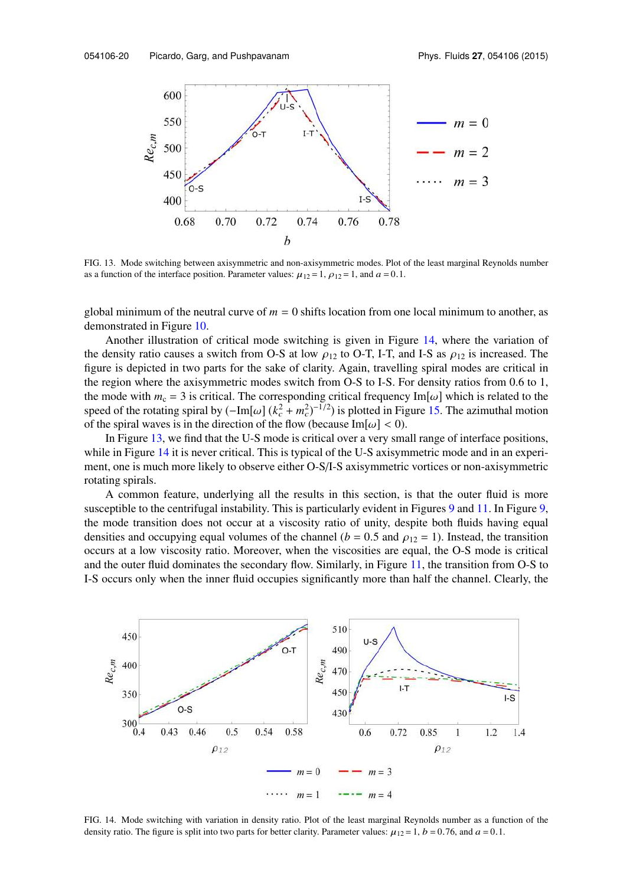$Re_{c,m}$

600

550

500

450

400

0.68 0.70 0.72 0.74 0.76 0.78

$b$

U-S

O-T

I-T

O-S

I-S

$m = 0$

$m = 2$

$m = 3$

FIG. 13. Mode switching between axisymmetric and non-axisymmetric modes. Plot of the least marginal Reynolds number as a function of the interface position. Parameter values: $\mu_{12} = 1$, $\rho_{12} = 1$, and $a = 0.1$.

global minimum of the neutral curve of $m = 0$ shifts location from one local minimum to another, as demonstrated in Figure 10.

Another illustration of critical mode switching is given in Figure 14, where the variation of the density ratio causes a switch from O-S at low $\rho_{12}$ to O-T, I-T, and I-S as $\rho_{12}$ is increased. The figure is depicted in two parts for the sake of clarity. Again, travelling spiral modes are critical in the region where the axisymmetric modes switch from O-S to I-S. For density ratios from 0.6 to 1, the mode with $m_c = 3$ is critical. The corresponding critical frequency Im[$\omega$] which is related to the speed of the rotating spiral by $(-\text{Im}[\omega]\ (k_c^2 + m_c^2)^{-1/2})$ is plotted in Figure 15. The azimuthal motion of the spiral waves is in the direction of the flow (because Im[$\omega$] < 0).

In Figure 13, we find that the U-S mode is critical over a very small range of interface positions, while in Figure 14 it is never critical. This is typical of the U-S axisymmetric mode and in an experiment, one is much more likely to observe either O-S/I-S axisymmetric vortices or non-axisymmetric rotating spirals.

A common feature, underlying all the results in this section, is that the outer fluid is more susceptible to the centrifugal instability. This is particularly evident in Figures 9 and 11. In Figure 9, the mode transition does not occur at a viscosity ratio of unity, despite both fluids having equal densities and occupying equal volumes of the channel ($b = 0.5$ and $\rho_{12} = 1$). Instead, the transition occurs at a low viscosity ratio. Moreover, when the viscosities are equal, the O-S mode is critical and the outer fluid dominates the secondary flow. Similarly, in Figure 11, the transition from O-S to I-S occurs only when the inner fluid occupies significantly more than half the channel. Clearly, the

$Re_{c,m}$

450

400

350

300

0.4 0.43 0.46 0.5 0.54 0.58

$\rho_{12}$

O-T

O-S

$Re_{c,m}$

510

490

470

450

430

0.6 0.72 0.85 1 1.2 1.4

$\rho_{12}$

U-S

I-T

I-S

$m = 0$

$m = 3$

$m = 1$

$m = 4$

FIG. 14. Mode switching with variation in density ratio. Plot of the least marginal Reynolds number as a function of the density ratio. The figure is split into two parts for better clarity. Parameter values: $\mu_{12} = 1$, $b = 0.76$, and $a = 0.1$.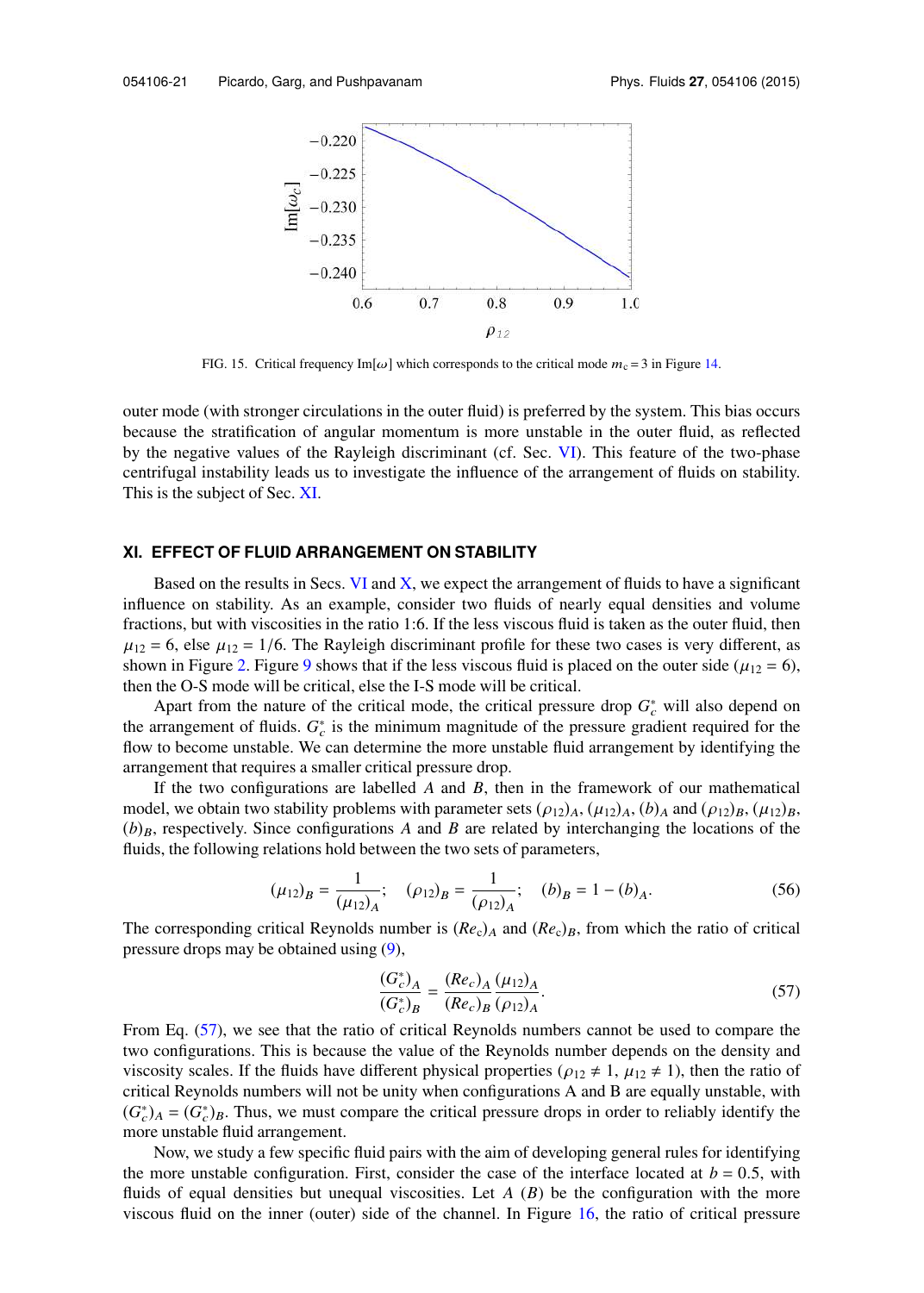$\mathrm{Im}[\omega_c]$

−0.220
−0.225
−0.230
−0.235
−0.240

0.6 0.7 0.8 0.9 1.0

$\rho_{12}$

FIG. 15. Critical frequency Im[$\omega$] which corresponds to the critical mode $m_c = 3$ in Figure 14.

outer mode (with stronger circulations in the outer fluid) is preferred by the system. This bias occurs because the stratification of angular momentum is more unstable in the outer fluid, as reflected by the negative values of the Rayleigh discriminant (cf. Sec. VI). This feature of the two-phase centrifugal instability leads us to investigate the influence of the arrangement of fluids on stability. This is the subject of Sec. XI.

## XI. EFFECT OF FLUID ARRANGEMENT ON STABILITY

Based on the results in Secs. VI and X, we expect the arrangement of fluids to have a significant influence on stability. As an example, consider two fluids of nearly equal densities and volume fractions, but with viscosities in the ratio 1:6. If the less viscous fluid is taken as the outer fluid, then $\mu_{12} = 6$, else $\mu_{12} = 1/6$. The Rayleigh discriminant profile for these two cases is very different, as shown in Figure 2. Figure 9 shows that if the less viscous fluid is placed on the outer side ($\mu_{12} = 6$), then the O-S mode will be critical, else the I-S mode will be critical.

Apart from the nature of the critical mode, the critical pressure drop $G_c^*$ will also depend on the arrangement of fluids. $G_c^*$ is the minimum magnitude of the pressure gradient required for the flow to become unstable. We can determine the more unstable fluid arrangement by identifying the arrangement that requires a smaller critical pressure drop.

If the two configurations are labelled $A$ and $B$, then in the framework of our mathematical model, we obtain two stability problems with parameter sets $(\rho_{12})_A, (\mu_{12})_A, (b)_A$ and $(\rho_{12})_B, (\mu_{12})_B, (b)_B$, respectively. Since configurations $A$ and $B$ are related by interchanging the locations of the fluids, the following relations hold between the two sets of parameters,

$$(\mu_{12})_B = \frac{1}{(\mu_{12})_A}; \quad (\rho_{12})_B = \frac{1}{(\rho_{12})_A}; \quad (b)_B = 1 - (b)_A. \tag{56}$$

The corresponding critical Reynolds number is $(Re_c)_A$ and $(Re_c)_B$, from which the ratio of critical pressure drops may be obtained using (9),

$$\frac{(G_c^*)_A}{(G_c^*)_B} = \frac{(Re_c)_A}{(Re_c)_B}\frac{(\mu_{12})_A}{(\rho_{12})_A}. \tag{57}$$

From Eq. (57), we see that the ratio of critical Reynolds numbers cannot be used to compare the two configurations. This is because the value of the Reynolds number depends on the density and viscosity scales. If the fluids have different physical properties ($\rho_{12} \neq 1$, $\mu_{12} \neq 1$), then the ratio of critical Reynolds numbers will not be unity when configurations A and B are equally unstable, with $(G_c^*)_A = (G_c^*)_B$. Thus, we must compare the critical pressure drops in order to reliably identify the more unstable fluid arrangement.

Now, we study a few specific fluid pairs with the aim of developing general rules for identifying the more unstable configuration. First, consider the case of the interface located at $b = 0.5$, with fluids of equal densities but unequal viscosities. Let $A$ ($B$) be the configuration with the more viscous fluid on the inner (outer) side of the channel. In Figure 16, the ratio of critical pressure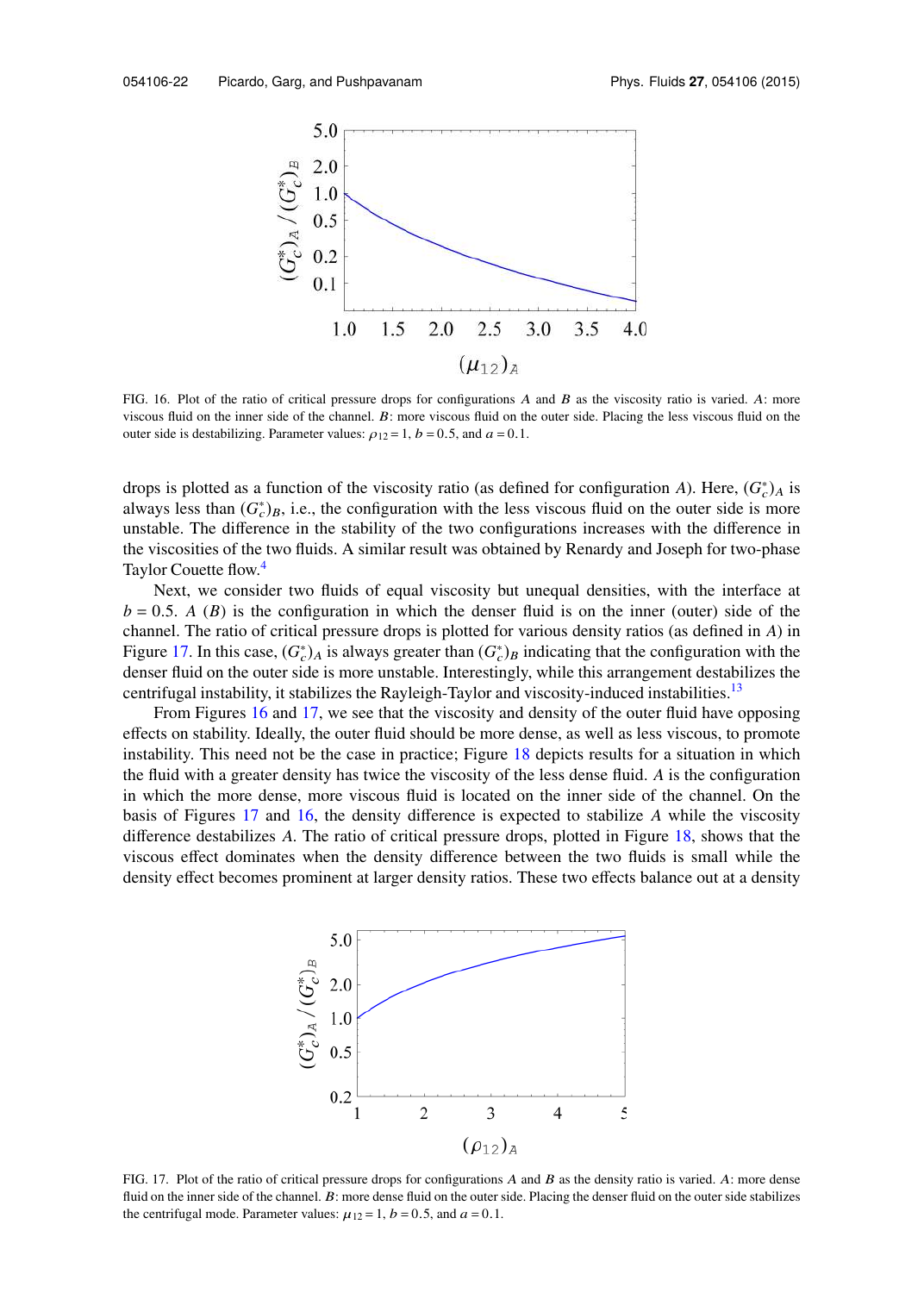FIG. 16. Plot of the ratio of critical pressure drops for configurations $A$ and $B$ as the viscosity ratio is varied. $A$: more viscous fluid on the inner side of the channel. $B$: more viscous fluid on the outer side. Placing the less viscous fluid on the outer side is destabilizing. Parameter values: $\rho_{12} = 1$, $b = 0.5$, and $a = 0.1$.

drops is plotted as a function of the viscosity ratio (as defined for configuration $A$). Here, $(G_c^*)_A$ is always less than $(G_c^*)_B$, i.e., the configuration with the less viscous fluid on the outer side is more unstable. The difference in the stability of the two configurations increases with the difference in the viscosities of the two fluids. A similar result was obtained by Renardy and Joseph for two-phase Taylor Couette flow.[4]

Next, we consider two fluids of equal viscosity but unequal densities, with the interface at $b = 0.5$. $A$ ($B$) is the configuration in which the denser fluid is on the inner (outer) side of the channel. The ratio of critical pressure drops is plotted for various density ratios (as defined in $A$) in Figure 17. In this case, $(G_c^*)_A$ is always greater than $(G_c^*)_B$ indicating that the configuration with the denser fluid on the outer side is more unstable. Interestingly, while this arrangement destabilizes the centrifugal instability, it stabilizes the Rayleigh-Taylor and viscosity-induced instabilities.[13]

From Figures 16 and 17, we see that the viscosity and density of the outer fluid have opposing effects on stability. Ideally, the outer fluid should be more dense, as well as less viscous, to promote instability. This need not be the case in practice; Figure 18 depicts results for a situation in which the fluid with a greater density has twice the viscosity of the less dense fluid. $A$ is the configuration in which the more dense, more viscous fluid is located on the inner side of the channel. On the basis of Figures 17 and 16, the density difference is expected to stabilize $A$ while the viscosity difference destabilizes $A$. The ratio of critical pressure drops, plotted in Figure 18, shows that the viscous effect dominates when the density difference between the two fluids is small while the density effect becomes prominent at larger density ratios. These two effects balance out at a density

FIG. 17. Plot of the ratio of critical pressure drops for configurations $A$ and $B$ as the density ratio is varied. $A$: more dense fluid on the inner side of the channel. $B$: more dense fluid on the outer side. Placing the denser fluid on the outer side stabilizes the centrifugal mode. Parameter values: $\mu_{12} = 1$, $b = 0.5$, and $a = 0.1$.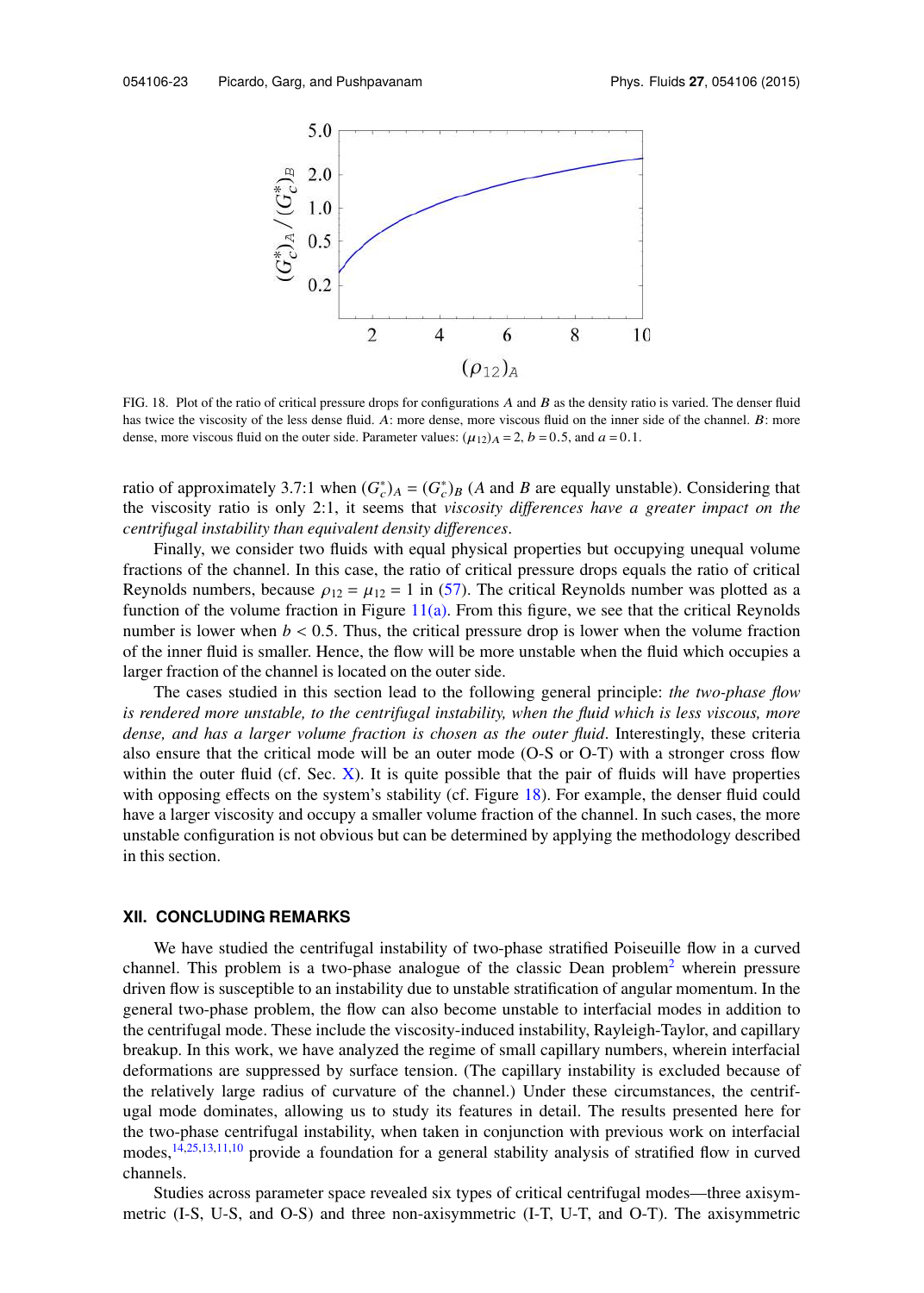5.0

2.0

1.0

0.5

0.2

$(G_c^*)_A / (G_c^*)_B$

2

4

6

8

10

$(\rho_{12})_A$

FIG. 18. Plot of the ratio of critical pressure drops for configurations $A$ and $B$ as the density ratio is varied. The denser fluid has twice the viscosity of the less dense fluid. $A$: more dense, more viscous fluid on the inner side of the channel. $B$: more dense, more viscous fluid on the outer side. Parameter values: $(\mu_{12})_A = 2$, $b = 0.5$, and $a = 0.1$.

ratio of approximately 3.7:1 when $(G_c^*)_A = (G_c^*)_B$ ($A$ and $B$ are equally unstable). Considering that the viscosity ratio is only 2:1, it seems that *viscosity differences have a greater impact on the centrifugal instability than equivalent density differences*.

Finally, we consider two fluids with equal physical properties but occupying unequal volume fractions of the channel. In this case, the ratio of critical pressure drops equals the ratio of critical Reynolds numbers, because $\rho_{12} = \mu_{12} = 1$ in (57). The critical Reynolds number was plotted as a function of the volume fraction in Figure 11(a). From this figure, we see that the critical Reynolds number is lower when $b < 0.5$. Thus, the critical pressure drop is lower when the volume fraction of the inner fluid is smaller. Hence, the flow will be more unstable when the fluid which occupies a larger fraction of the channel is located on the outer side.

The cases studied in this section lead to the following general principle: *the two-phase flow is rendered more unstable, to the centrifugal instability, when the fluid which is less viscous, more dense, and has a larger volume fraction is chosen as the outer fluid*. Interestingly, these criteria also ensure that the critical mode will be an outer mode (O-S or O-T) with a stronger cross flow within the outer fluid (cf. Sec. X). It is quite possible that the pair of fluids will have properties with opposing effects on the system's stability (cf. Figure 18). For example, the denser fluid could have a larger viscosity and occupy a smaller volume fraction of the channel. In such cases, the more unstable configuration is not obvious but can be determined by applying the methodology described in this section.

## XII. CONCLUDING REMARKS

We have studied the centrifugal instability of two-phase stratified Poiseuille flow in a curved channel. This problem is a two-phase analogue of the classic Dean problem[2] wherein pressure driven flow is susceptible to an instability due to unstable stratification of angular momentum. In the general two-phase problem, the flow can also become unstable to interfacial modes in addition to the centrifugal mode. These include the viscosity-induced instability, Rayleigh-Taylor, and capillary breakup. In this work, we have analyzed the regime of small capillary numbers, wherein interfacial deformations are suppressed by surface tension. (The capillary instability is excluded because of the relatively large radius of curvature of the channel.) Under these circumstances, the centrifugal mode dominates, allowing us to study its features in detail. The results presented here for the two-phase centrifugal instability, when taken in conjunction with previous work on interfacial modes,[14,25,13,11,10] provide a foundation for a general stability analysis of stratified flow in curved channels.

Studies across parameter space revealed six types of critical centrifugal modes—three axisymmetric (I-S, U-S, and O-S) and three non-axisymmetric (I-T, U-T, and O-T). The axisymmetric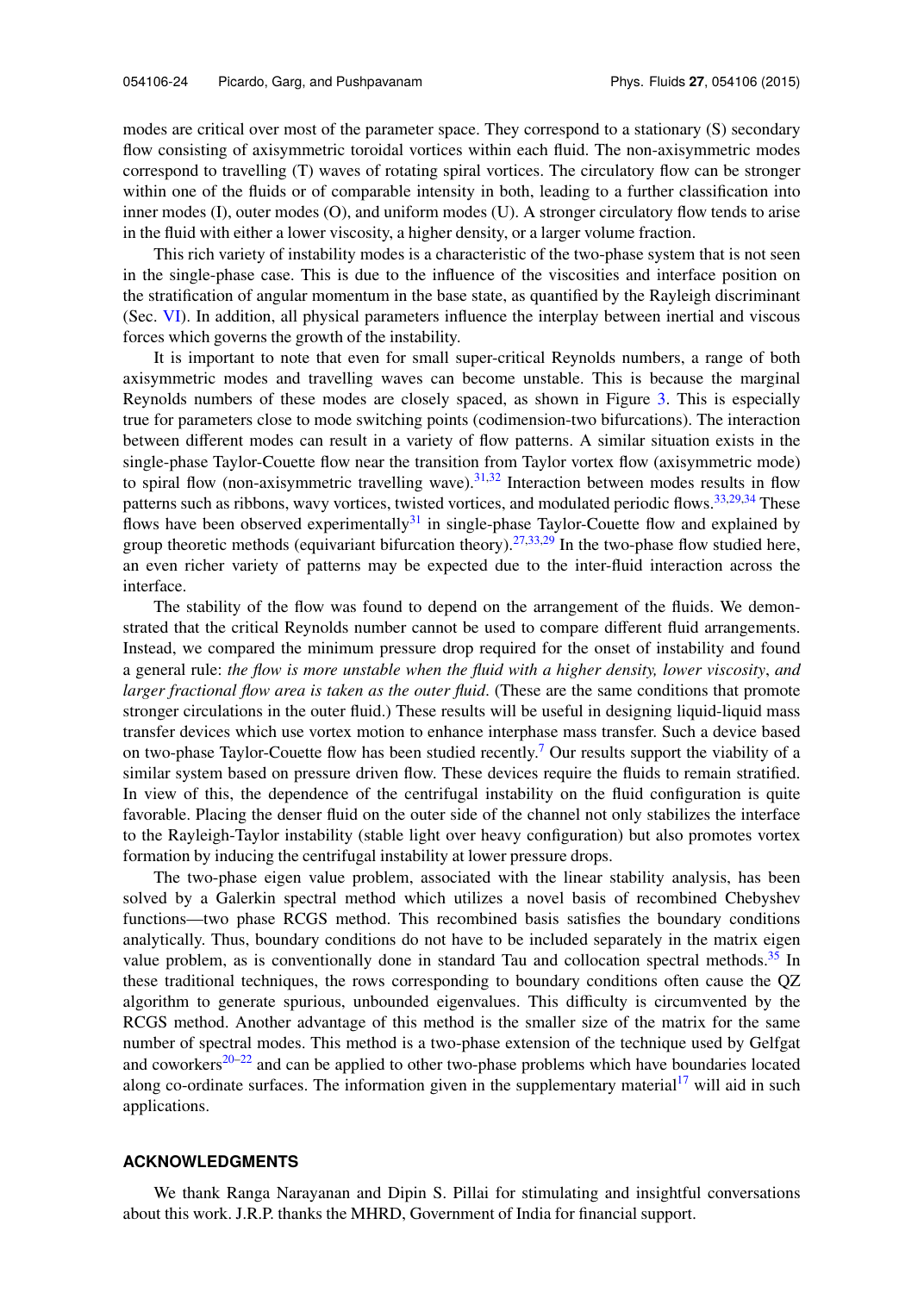modes are critical over most of the parameter space. They correspond to a stationary (S) secondary flow consisting of axisymmetric toroidal vortices within each fluid. The non-axisymmetric modes correspond to travelling (T) waves of rotating spiral vortices. The circulatory flow can be stronger within one of the fluids or of comparable intensity in both, leading to a further classification into inner modes (I), outer modes (O), and uniform modes (U). A stronger circulatory flow tends to arise in the fluid with either a lower viscosity, a higher density, or a larger volume fraction.

This rich variety of instability modes is a characteristic of the two-phase system that is not seen in the single-phase case. This is due to the influence of the viscosities and interface position on the stratification of angular momentum in the base state, as quantified by the Rayleigh discriminant (Sec. VI). In addition, all physical parameters influence the interplay between inertial and viscous forces which governs the growth of the instability.

It is important to note that even for small super-critical Reynolds numbers, a range of both axisymmetric modes and travelling waves can become unstable. This is because the marginal Reynolds numbers of these modes are closely spaced, as shown in Figure 3. This is especially true for parameters close to mode switching points (codimension-two bifurcations). The interaction between different modes can result in a variety of flow patterns. A similar situation exists in the single-phase Taylor-Couette flow near the transition from Taylor vortex flow (axisymmetric mode) to spiral flow (non-axisymmetric travelling wave).[31,32] Interaction between modes results in flow patterns such as ribbons, wavy vortices, twisted vortices, and modulated periodic flows.[33,29,34] These flows have been observed experimentally[31] in single-phase Taylor-Couette flow and explained by group theoretic methods (equivariant bifurcation theory).[27,33,29] In the two-phase flow studied here, an even richer variety of patterns may be expected due to the inter-fluid interaction across the interface.

The stability of the flow was found to depend on the arrangement of the fluids. We demonstrated that the critical Reynolds number cannot be used to compare different fluid arrangements. Instead, we compared the minimum pressure drop required for the onset of instability and found a general rule: *the flow is more unstable when the fluid with a higher density, lower viscosity, and larger fractional flow area is taken as the outer fluid*. (These are the same conditions that promote stronger circulations in the outer fluid.) These results will be useful in designing liquid-liquid mass transfer devices which use vortex motion to enhance interphase mass transfer. Such a device based on two-phase Taylor-Couette flow has been studied recently.[7] Our results support the viability of a similar system based on pressure driven flow. These devices require the fluids to remain stratified. In view of this, the dependence of the centrifugal instability on the fluid configuration is quite favorable. Placing the denser fluid on the outer side of the channel not only stabilizes the interface to the Rayleigh-Taylor instability (stable light over heavy configuration) but also promotes vortex formation by inducing the centrifugal instability at lower pressure drops.

The two-phase eigen value problem, associated with the linear stability analysis, has been solved by a Galerkin spectral method which utilizes a novel basis of recombined Chebyshev functions—two phase RCGS method. This recombined basis satisfies the boundary conditions analytically. Thus, boundary conditions do not have to be included separately in the matrix eigen value problem, as is conventionally done in standard Tau and collocation spectral methods.[35] In these traditional techniques, the rows corresponding to boundary conditions often cause the QZ algorithm to generate spurious, unbounded eigenvalues. This difficulty is circumvented by the RCGS method. Another advantage of this method is the smaller size of the matrix for the same number of spectral modes. This method is a two-phase extension of the technique used by Gelfgat and coworkers[20–22] and can be applied to other two-phase problems which have boundaries located along co-ordinate surfaces. The information given in the supplementary material[17] will aid in such applications.

## ACKNOWLEDGMENTS

We thank Ranga Narayanan and Dipin S. Pillai for stimulating and insightful conversations about this work. J.R.P. thanks the MHRD, Government of India for financial support.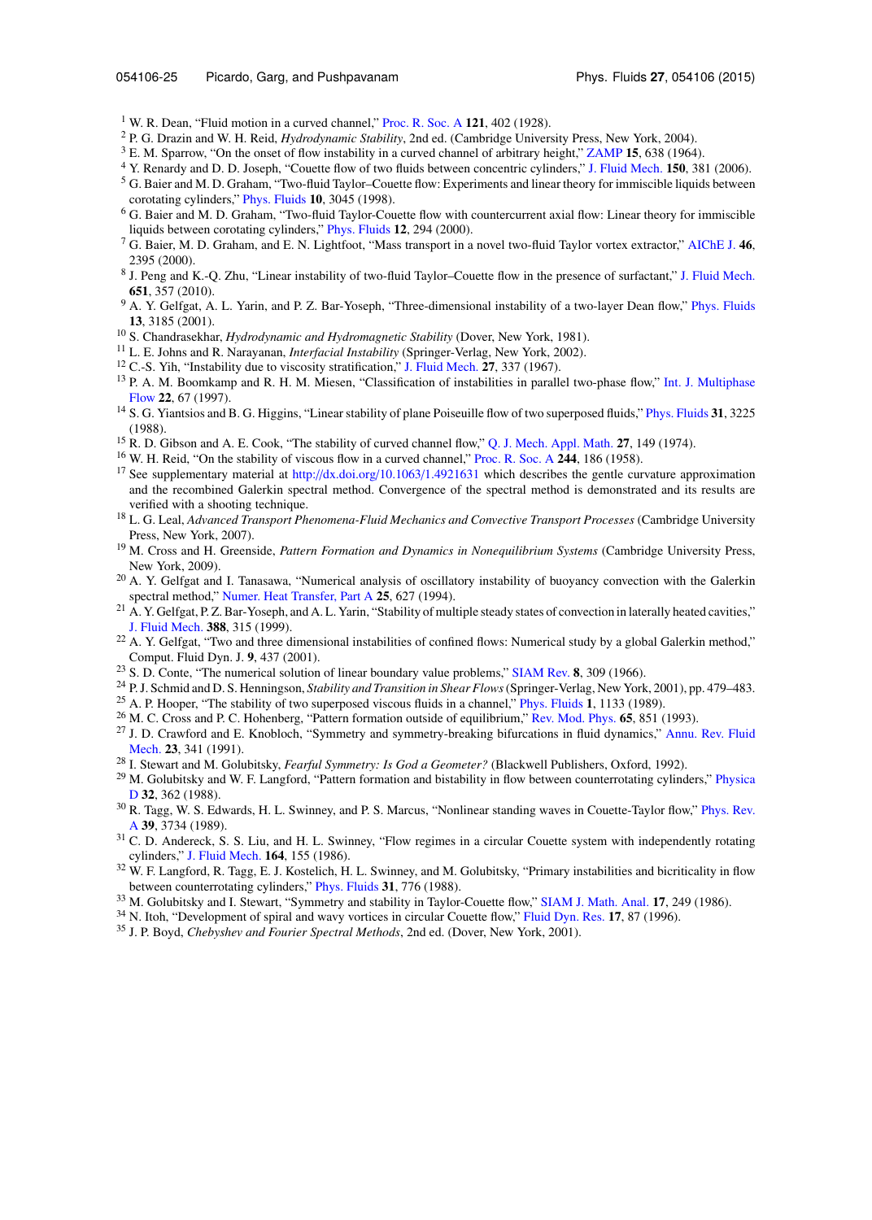[1] W. R. Dean, "Fluid motion in a curved channel," Proc. R. Soc. A **121**, 402 (1928).

[2] P. G. Drazin and W. H. Reid, *Hydrodynamic Stability*, 2nd ed. (Cambridge University Press, New York, 2004).

[3] E. M. Sparrow, "On the onset of flow instability in a curved channel of arbitrary height," ZAMP **15**, 638 (1964).

[4] Y. Renardy and D. D. Joseph, "Couette flow of two fluids between concentric cylinders," J. Fluid Mech. **150**, 381 (2006).

[5] G. Baier and M. D. Graham, "Two-fluid Taylor–Couette flow: Experiments and linear theory for immiscible liquids between corotating cylinders," Phys. Fluids **10**, 3045 (1998).

[6] G. Baier and M. D. Graham, "Two-fluid Taylor-Couette flow with countercurrent axial flow: Linear theory for immiscible liquids between corotating cylinders," Phys. Fluids **12**, 294 (2000).

[7] G. Baier, M. D. Graham, and E. N. Lightfoot, "Mass transport in a novel two-fluid Taylor vortex extractor," AIChE J. **46**, 2395 (2000).

[8] J. Peng and K.-Q. Zhu, "Linear instability of two-fluid Taylor–Couette flow in the presence of surfactant," J. Fluid Mech. **651**, 357 (2010).

[9] A. Y. Gelfgat, A. L. Yarin, and P. Z. Bar-Yoseph, "Three-dimensional instability of a two-layer Dean flow," Phys. Fluids **13**, 3185 (2001).

[10] S. Chandrasekhar, *Hydrodynamic and Hydromagnetic Stability* (Dover, New York, 1981).

[11] L. E. Johns and R. Narayanan, *Interfacial Instability* (Springer-Verlag, New York, 2002).

[12] C.-S. Yih, "Instability due to viscosity stratification," J. Fluid Mech. **27**, 337 (1967).

[13] P. A. M. Boomkamp and R. H. M. Miesen, "Classification of instabilities in parallel two-phase flow," Int. J. Multiphase Flow **22**, 67 (1997).

[14] S. G. Yiantsios and B. G. Higgins, "Linear stability of plane Poiseuille flow of two superposed fluids," Phys. Fluids **31**, 3225 (1988).

[15] R. D. Gibson and A. E. Cook, "The stability of curved channel flow," Q. J. Mech. Appl. Math. **27**, 149 (1974).

[16] W. H. Reid, "On the stability of viscous flow in a curved channel," Proc. R. Soc. A **244**, 186 (1958).

[17] See supplementary material at http://dx.doi.org/10.1063/1.4921631 which describes the gentle curvature approximation and the recombined Galerkin spectral method. Convergence of the spectral method is demonstrated and its results are verified with a shooting technique.

[18] L. G. Leal, *Advanced Transport Phenomena-Fluid Mechanics and Convective Transport Processes* (Cambridge University Press, New York, 2007).

[19] M. Cross and H. Greenside, *Pattern Formation and Dynamics in Nonequilibrium Systems* (Cambridge University Press, New York, 2009).

[20] A. Y. Gelfgat and I. Tanasawa, "Numerical analysis of oscillatory instability of buoyancy convection with the Galerkin spectral method," Numer. Heat Transfer, Part A **25**, 627 (1994).

[21] A. Y. Gelfgat, P. Z. Bar-Yoseph, and A. L. Yarin, "Stability of multiple steady states of convection in laterally heated cavities," J. Fluid Mech. **388**, 315 (1999).

[22] A. Y. Gelfgat, "Two and three dimensional instabilities of confined flows: Numerical study by a global Galerkin method," Comput. Fluid Dyn. J. **9**, 437 (2001).

[23] S. D. Conte, "The numerical solution of linear boundary value problems," SIAM Rev. **8**, 309 (1966).

[24] P. J. Schmid and D. S. Henningson, *Stability and Transition in Shear Flows* (Springer-Verlag, New York, 2001), pp. 479–483.

[25] A. P. Hooper, "The stability of two superposed viscous fluids in a channel," Phys. Fluids **1**, 1133 (1989).

[26] M. C. Cross and P. C. Hohenberg, "Pattern formation outside of equilibrium," Rev. Mod. Phys. **65**, 851 (1993).

[27] J. D. Crawford and E. Knobloch, "Symmetry and symmetry-breaking bifurcations in fluid dynamics," Annu. Rev. Fluid Mech. **23**, 341 (1991).

[28] I. Stewart and M. Golubitsky, *Fearful Symmetry: Is God a Geometer?* (Blackwell Publishers, Oxford, 1992).

[29] M. Golubitsky and W. F. Langford, "Pattern formation and bistability in flow between counterrotating cylinders," Physica D **32**, 362 (1988).

[30] R. Tagg, W. S. Edwards, H. L. Swinney, and P. S. Marcus, "Nonlinear standing waves in Couette-Taylor flow," Phys. Rev. A **39**, 3734 (1989).

[31] C. D. Andereck, S. S. Liu, and H. L. Swinney, "Flow regimes in a circular Couette system with independently rotating cylinders," J. Fluid Mech. **164**, 155 (1986).

[32] W. F. Langford, R. Tagg, E. J. Kostelich, H. L. Swinney, and M. Golubitsky, "Primary instabilities and bicriticality in flow between counterrotating cylinders," Phys. Fluids **31**, 776 (1988).

[33] M. Golubitsky and I. Stewart, "Symmetry and stability in Taylor-Couette flow," SIAM J. Math. Anal. **17**, 249 (1986).

[34] N. Itoh, "Development of spiral and wavy vortices in circular Couette flow," Fluid Dyn. Res. **17**, 87 (1996).

[35] J. P. Boyd, *Chebyshev and Fourier Spectral Methods*, 2nd ed. (Dover, New York, 2001).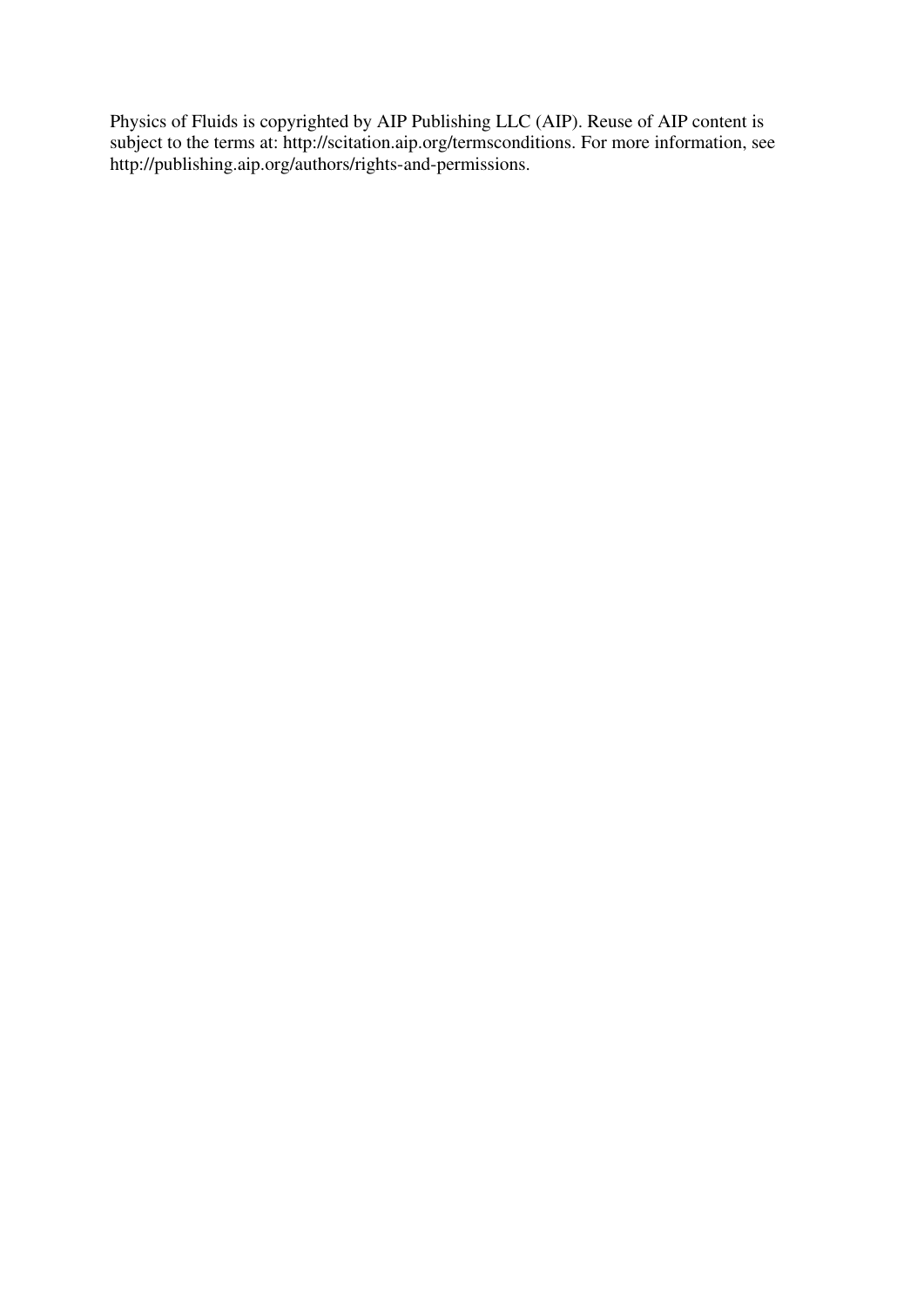Physics of Fluids is copyrighted by AIP Publishing LLC (AIP). Reuse of AIP content is subject to the terms at: http://scitation.aip.org/termsconditions. For more information, see http://publishing.aip.org/authors/rights-and-permissions.